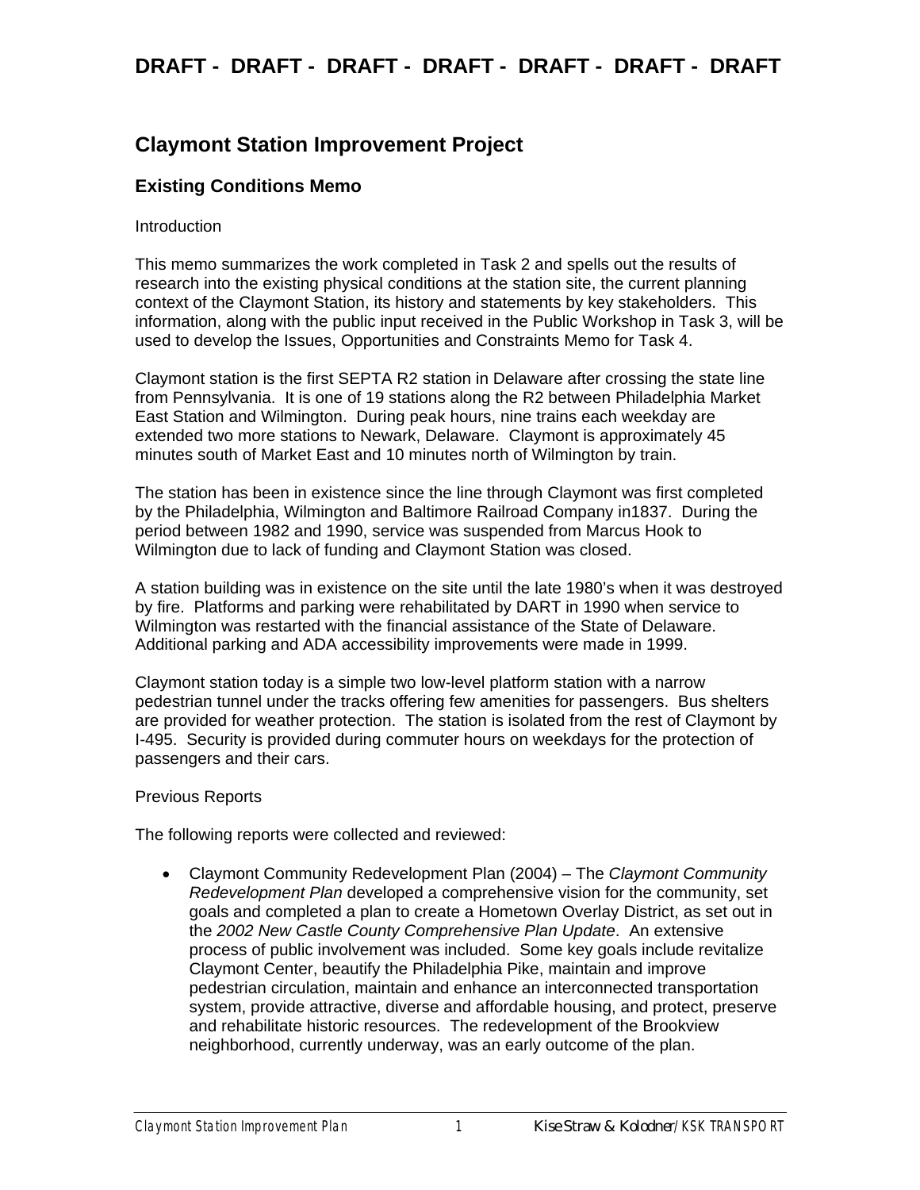**DRAFT - DRAFT - DRAFT - DRAFT - DRAFT - DRAFT - DRAFT**

# Claymont Station Improvement Project

## Existing Conditions Memo

Introduction

This memo summarizes the work completed in Task 2 and spells out the results of research into the existing physical conditions at the station site, the current planning context of the Claymont Station, its history and statements by key stakeholders. This information, along with the public input received in the Public Workshop in Task 3, will be used to develop the Issues, Opportunities and Constraints Memo for Task 4.

Claymont station is the first SEPTA R2 station in Delaware after crossing the state line from Pennsylvania. It is one of 19 stations along the R2 between Philadelphia Market East Station and Wilmington. During peak hours, nine trains each weekday are extended two more stations to Newark, Delaware. Claymont is approximately 45 minutes south of Market East and 10 minutes north of Wilmington by train.

The station has been in existence since the line through Claymont was first completed by the Philadelphia, Wilmington and Baltimore Railroad Company in1837. During the period between 1982 and 1990, service was suspended from Marcus Hook to Wilmington due to lack of funding and Claymont Station was closed.

A station building was in existence on the site until the late 1980's when it was destroyed by fire. Platforms and parking were rehabilitated by DART in 1990 when service to Wilmington was restarted with the financial assistance of the State of Delaware. Additional parking and ADA accessibility improvements were made in 1999.

Claymont station today is a simple two low-level platform station with a narrow pedestrian tunnel under the tracks offering few amenities for passengers. Bus shelters are provided for weather protection. The station is isolated from the rest of Claymont by I-495. Security is provided during commuter hours on weekdays for the protection of passengers and their cars.

Previous Reports

The following reports were collected and reviewed:

- Claymont Community Redevelopment Plan (2004) – The *Claymont Community Redevelopment Plan* developed a comprehensive vision for the community, set goals and completed a plan to create a Hometown Overlay District, as set out in the *2002 New Castle County Comprehensive Plan Update*. An extensive process of public involvement was included. Some key goals include revitalize Claymont Center, beautify the Philadelphia Pike, maintain and improve pedestrian circulation, maintain and enhance an interconnected transportation system, provide attractive, diverse and affordable housing, and protect, preserve and rehabilitate historic resources. The redevelopment of the Brookview neighborhood, currently underway, was an early outcome of the plan.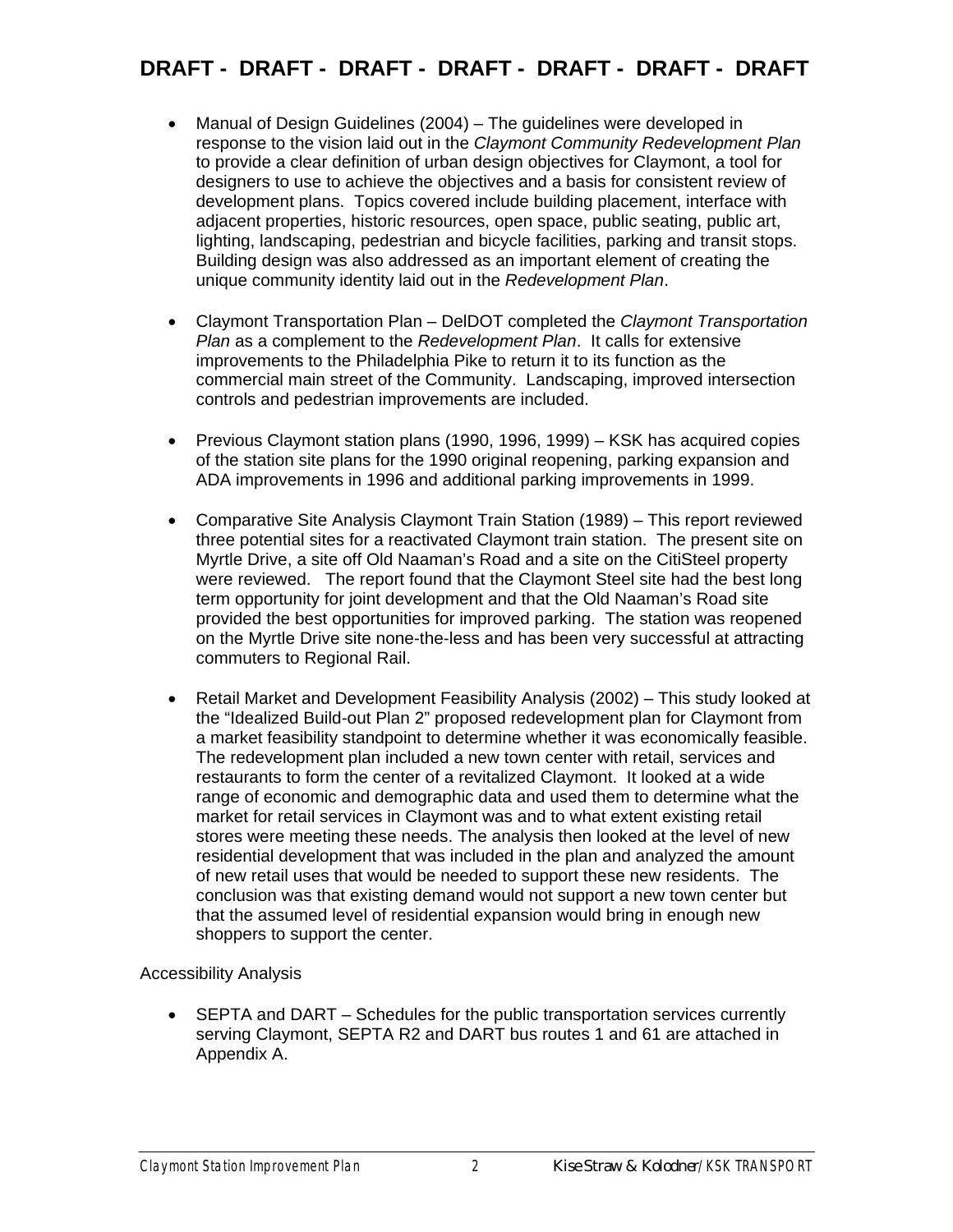**DRAFT - DRAFT - DRAFT - DRAFT - DRAFT - DRAFT - DRAFT**

- Manual of Design Guidelines (2004) – The guidelines were developed in response to the vision laid out in the *Claymont Community Redevelopment Plan* to provide a clear definition of urban design objectives for Claymont, a tool for designers to use to achieve the objectives and a basis for consistent review of development plans. Topics covered include building placement, interface with adjacent properties, historic resources, open space, public seating, public art, lighting, landscaping, pedestrian and bicycle facilities, parking and transit stops. Building design was also addressed as an important element of creating the unique community identity laid out in the *Redevelopment Plan*.

- Claymont Transportation Plan – DelDOT completed the *Claymont Transportation Plan* as a complement to the *Redevelopment Plan*. It calls for extensive improvements to the Philadelphia Pike to return it to its function as the commercial main street of the Community. Landscaping, improved intersection controls and pedestrian improvements are included.

- Previous Claymont station plans (1990, 1996, 1999) – KSK has acquired copies of the station site plans for the 1990 original reopening, parking expansion and ADA improvements in 1996 and additional parking improvements in 1999.

- Comparative Site Analysis Claymont Train Station (1989) – This report reviewed three potential sites for a reactivated Claymont train station. The present site on Myrtle Drive, a site off Old Naaman's Road and a site on the CitiSteel property were reviewed. The report found that the Claymont Steel site had the best long term opportunity for joint development and that the Old Naaman's Road site provided the best opportunities for improved parking. The station was reopened on the Myrtle Drive site none-the-less and has been very successful at attracting commuters to Regional Rail.

- Retail Market and Development Feasibility Analysis (2002) – This study looked at the "Idealized Build-out Plan 2" proposed redevelopment plan for Claymont from a market feasibility standpoint to determine whether it was economically feasible. The redevelopment plan included a new town center with retail, services and restaurants to form the center of a revitalized Claymont. It looked at a wide range of economic and demographic data and used them to determine what the market for retail services in Claymont was and to what extent existing retail stores were meeting these needs. The analysis then looked at the level of new residential development that was included in the plan and analyzed the amount of new retail uses that would be needed to support these new residents. The conclusion was that existing demand would not support a new town center but that the assumed level of residential expansion would bring in enough new shoppers to support the center.

Accessibility Analysis

- SEPTA and DART – Schedules for the public transportation services currently serving Claymont, SEPTA R2 and DART bus routes 1 and 61 are attached in Appendix A.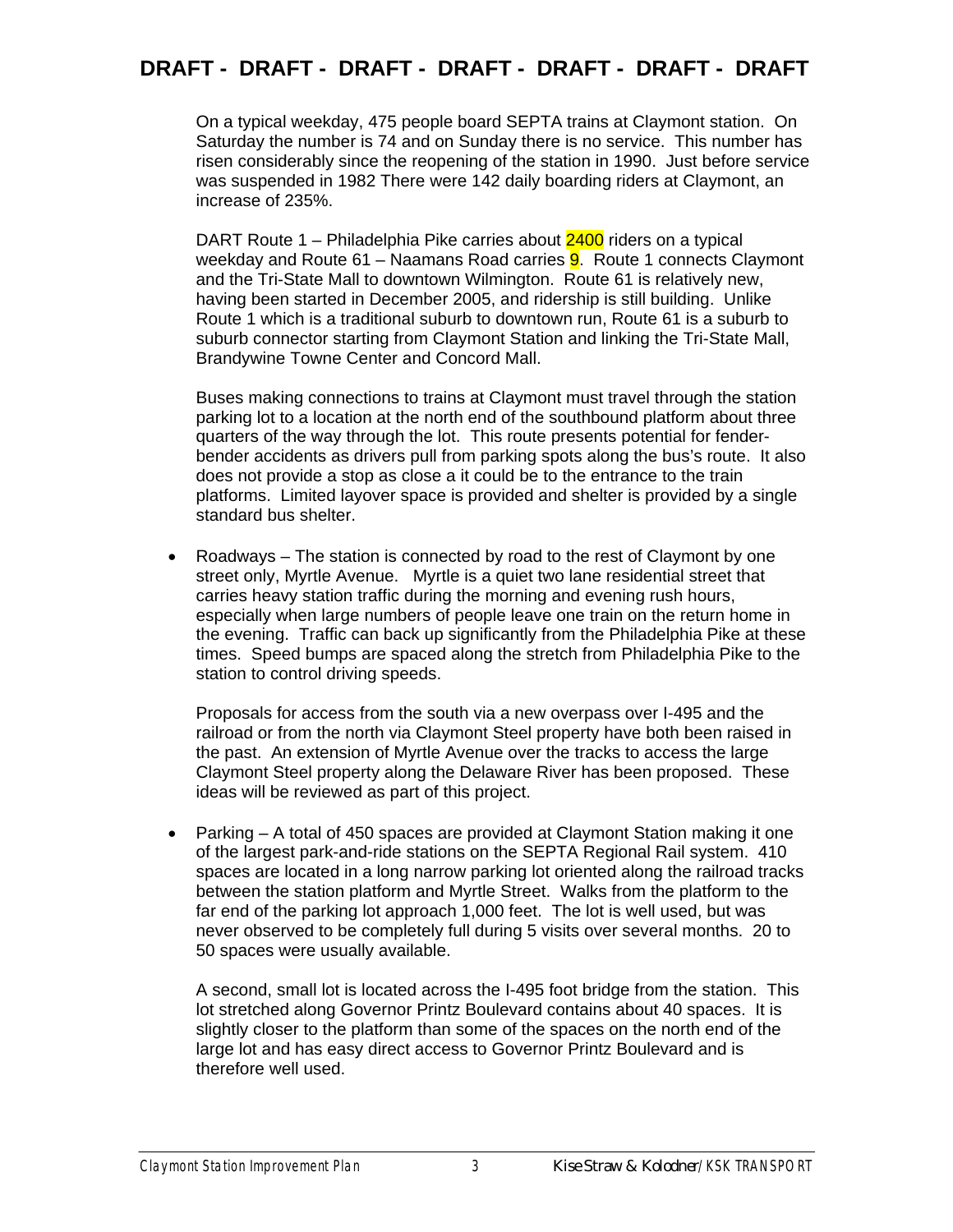On a typical weekday, 475 people board SEPTA trains at Claymont station. On Saturday the number is 74 and on Sunday there is no service. This number has risen considerably since the reopening of the station in 1990. Just before service was suspended in 1982 There were 142 daily boarding riders at Claymont, an increase of 235%.

DART Route 1 – Philadelphia Pike carries about 2400 riders on a typical weekday and Route 61 – Naamans Road carries 9. Route 1 connects Claymont and the Tri-State Mall to downtown Wilmington. Route 61 is relatively new, having been started in December 2005, and ridership is still building. Unlike Route 1 which is a traditional suburb to downtown run, Route 61 is a suburb to suburb connector starting from Claymont Station and linking the Tri-State Mall, Brandywine Towne Center and Concord Mall.

Buses making connections to trains at Claymont must travel through the station parking lot to a location at the north end of the southbound platform about three quarters of the way through the lot. This route presents potential for fender-bender accidents as drivers pull from parking spots along the bus's route. It also does not provide a stop as close a it could be to the entrance to the train platforms. Limited layover space is provided and shelter is provided by a single standard bus shelter.

- Roadways – The station is connected by road to the rest of Claymont by one street only, Myrtle Avenue. Myrtle is a quiet two lane residential street that carries heavy station traffic during the morning and evening rush hours, especially when large numbers of people leave one train on the return home in the evening. Traffic can back up significantly from the Philadelphia Pike at these times. Speed bumps are spaced along the stretch from Philadelphia Pike to the station to control driving speeds.

  Proposals for access from the south via a new overpass over I-495 and the railroad or from the north via Claymont Steel property have both been raised in the past. An extension of Myrtle Avenue over the tracks to access the large Claymont Steel property along the Delaware River has been proposed. These ideas will be reviewed as part of this project.

- Parking – A total of 450 spaces are provided at Claymont Station making it one of the largest park-and-ride stations on the SEPTA Regional Rail system. 410 spaces are located in a long narrow parking lot oriented along the railroad tracks between the station platform and Myrtle Street. Walks from the platform to the far end of the parking lot approach 1,000 feet. The lot is well used, but was never observed to be completely full during 5 visits over several months. 20 to 50 spaces were usually available.

  A second, small lot is located across the I-495 foot bridge from the station. This lot stretched along Governor Printz Boulevard contains about 40 spaces. It is slightly closer to the platform than some of the spaces on the north end of the large lot and has easy direct access to Governor Printz Boulevard and is therefore well used.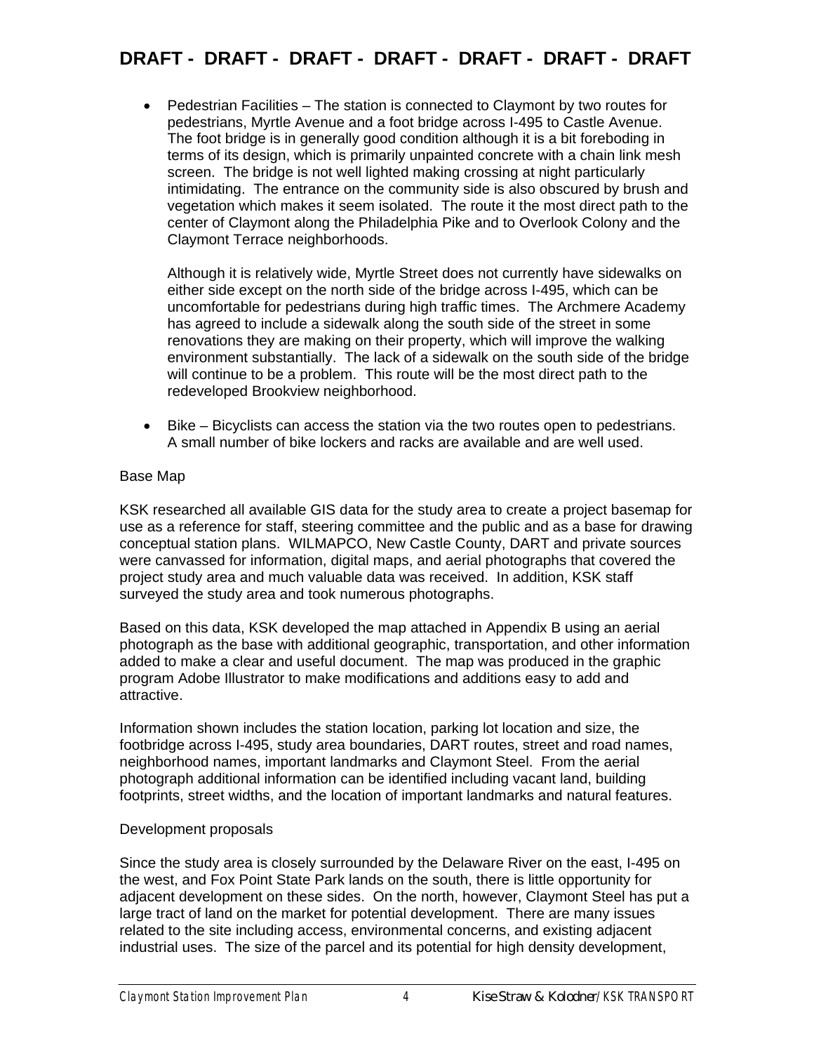**DRAFT - DRAFT - DRAFT - DRAFT - DRAFT - DRAFT - DRAFT**

- Pedestrian Facilities – The station is connected to Claymont by two routes for pedestrians, Myrtle Avenue and a foot bridge across I-495 to Castle Avenue. The foot bridge is in generally good condition although it is a bit foreboding in terms of its design, which is primarily unpainted concrete with a chain link mesh screen. The bridge is not well lighted making crossing at night particularly intimidating. The entrance on the community side is also obscured by brush and vegetation which makes it seem isolated. The route it the most direct path to the center of Claymont along the Philadelphia Pike and to Overlook Colony and the Claymont Terrace neighborhoods.

  Although it is relatively wide, Myrtle Street does not currently have sidewalks on either side except on the north side of the bridge across I-495, which can be uncomfortable for pedestrians during high traffic times. The Archmere Academy has agreed to include a sidewalk along the south side of the street in some renovations they are making on their property, which will improve the walking environment substantially. The lack of a sidewalk on the south side of the bridge will continue to be a problem. This route will be the most direct path to the redeveloped Brookview neighborhood.

- Bike – Bicyclists can access the station via the two routes open to pedestrians. A small number of bike lockers and racks are available and are well used.

Base Map

KSK researched all available GIS data for the study area to create a project basemap for use as a reference for staff, steering committee and the public and as a base for drawing conceptual station plans. WILMAPCO, New Castle County, DART and private sources were canvassed for information, digital maps, and aerial photographs that covered the project study area and much valuable data was received. In addition, KSK staff surveyed the study area and took numerous photographs.

Based on this data, KSK developed the map attached in Appendix B using an aerial photograph as the base with additional geographic, transportation, and other information added to make a clear and useful document. The map was produced in the graphic program Adobe Illustrator to make modifications and additions easy to add and attractive.

Information shown includes the station location, parking lot location and size, the footbridge across I-495, study area boundaries, DART routes, street and road names, neighborhood names, important landmarks and Claymont Steel. From the aerial photograph additional information can be identified including vacant land, building footprints, street widths, and the location of important landmarks and natural features.

Development proposals

Since the study area is closely surrounded by the Delaware River on the east, I-495 on the west, and Fox Point State Park lands on the south, there is little opportunity for adjacent development on these sides. On the north, however, Claymont Steel has put a large tract of land on the market for potential development. There are many issues related to the site including access, environmental concerns, and existing adjacent industrial uses. The size of the parcel and its potential for high density development,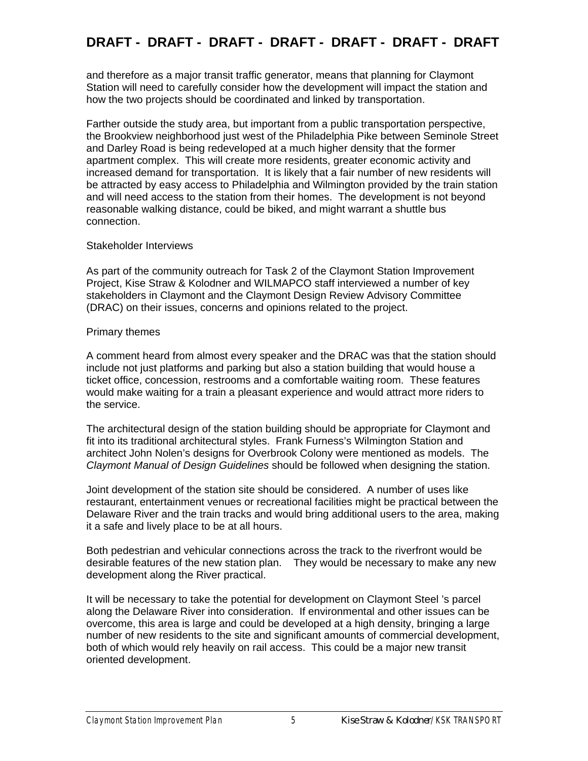and therefore as a major transit traffic generator, means that planning for Claymont Station will need to carefully consider how the development will impact the station and how the two projects should be coordinated and linked by transportation.

Farther outside the study area, but important from a public transportation perspective, the Brookview neighborhood just west of the Philadelphia Pike between Seminole Street and Darley Road is being redeveloped at a much higher density that the former apartment complex. This will create more residents, greater economic activity and increased demand for transportation. It is likely that a fair number of new residents will be attracted by easy access to Philadelphia and Wilmington provided by the train station and will need access to the station from their homes. The development is not beyond reasonable walking distance, could be biked, and might warrant a shuttle bus connection.

Stakeholder Interviews

As part of the community outreach for Task 2 of the Claymont Station Improvement Project, Kise Straw & Kolodner and WILMAPCO staff interviewed a number of key stakeholders in Claymont and the Claymont Design Review Advisory Committee (DRAC) on their issues, concerns and opinions related to the project.

Primary themes

A comment heard from almost every speaker and the DRAC was that the station should include not just platforms and parking but also a station building that would house a ticket office, concession, restrooms and a comfortable waiting room. These features would make waiting for a train a pleasant experience and would attract more riders to the service.

The architectural design of the station building should be appropriate for Claymont and fit into its traditional architectural styles. Frank Furness's Wilmington Station and architect John Nolen's designs for Overbrook Colony were mentioned as models. The *Claymont Manual of Design Guidelines* should be followed when designing the station.

Joint development of the station site should be considered. A number of uses like restaurant, entertainment venues or recreational facilities might be practical between the Delaware River and the train tracks and would bring additional users to the area, making it a safe and lively place to be at all hours.

Both pedestrian and vehicular connections across the track to the riverfront would be desirable features of the new station plan. They would be necessary to make any new development along the River practical.

It will be necessary to take the potential for development on Claymont Steel 's parcel along the Delaware River into consideration. If environmental and other issues can be overcome, this area is large and could be developed at a high density, bringing a large number of new residents to the site and significant amounts of commercial development, both of which would rely heavily on rail access. This could be a major new transit oriented development.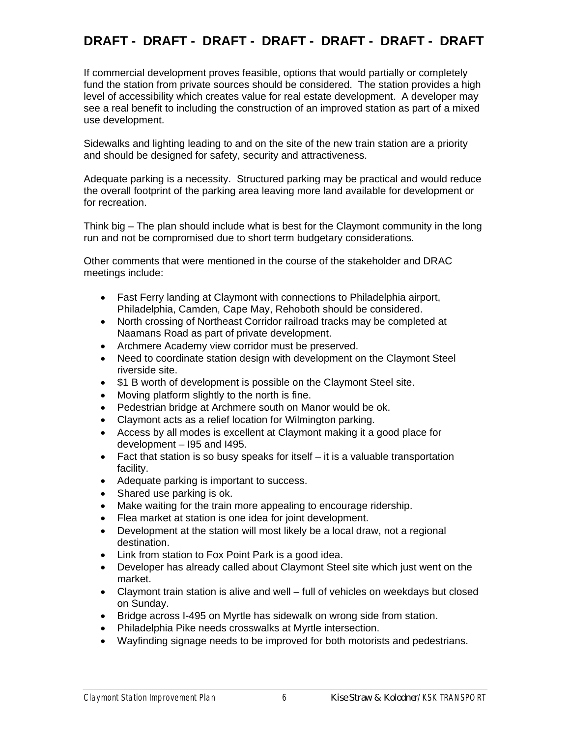**DRAFT - DRAFT - DRAFT - DRAFT - DRAFT - DRAFT - DRAFT**

If commercial development proves feasible, options that would partially or completely fund the station from private sources should be considered. The station provides a high level of accessibility which creates value for real estate development. A developer may see a real benefit to including the construction of an improved station as part of a mixed use development.

Sidewalks and lighting leading to and on the site of the new train station are a priority and should be designed for safety, security and attractiveness.

Adequate parking is a necessity. Structured parking may be practical and would reduce the overall footprint of the parking area leaving more land available for development or for recreation.

Think big – The plan should include what is best for the Claymont community in the long run and not be compromised due to short term budgetary considerations.

Other comments that were mentioned in the course of the stakeholder and DRAC meetings include:

- Fast Ferry landing at Claymont with connections to Philadelphia airport, Philadelphia, Camden, Cape May, Rehoboth should be considered.
- North crossing of Northeast Corridor railroad tracks may be completed at Naamans Road as part of private development.
- Archmere Academy view corridor must be preserved.
- Need to coordinate station design with development on the Claymont Steel riverside site.
- $1 B worth of development is possible on the Claymont Steel site.
- Moving platform slightly to the north is fine.
- Pedestrian bridge at Archmere south on Manor would be ok.
- Claymont acts as a relief location for Wilmington parking.
- Access by all modes is excellent at Claymont making it a good place for development – I95 and I495.
- Fact that station is so busy speaks for itself – it is a valuable transportation facility.
- Adequate parking is important to success.
- Shared use parking is ok.
- Make waiting for the train more appealing to encourage ridership.
- Flea market at station is one idea for joint development.
- Development at the station will most likely be a local draw, not a regional destination.
- Link from station to Fox Point Park is a good idea.
- Developer has already called about Claymont Steel site which just went on the market.
- Claymont train station is alive and well – full of vehicles on weekdays but closed on Sunday.
- Bridge across I-495 on Myrtle has sidewalk on wrong side from station.
- Philadelphia Pike needs crosswalks at Myrtle intersection.
- Wayfinding signage needs to be improved for both motorists and pedestrians.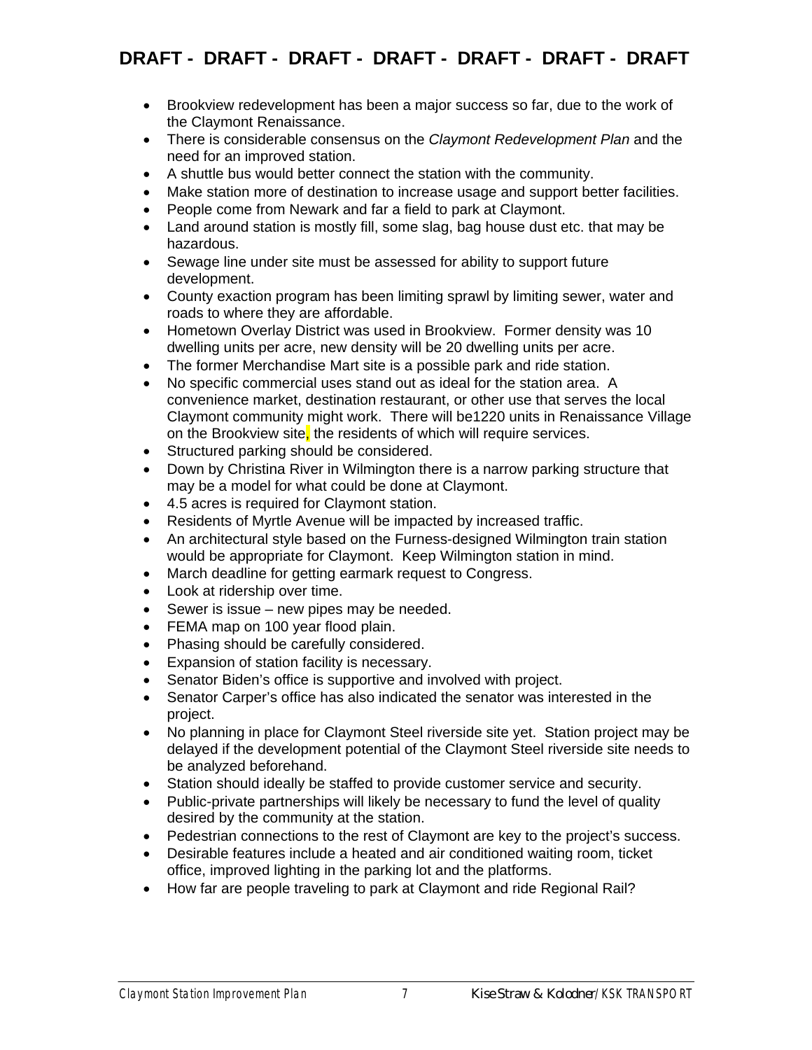**DRAFT - DRAFT - DRAFT - DRAFT - DRAFT - DRAFT - DRAFT**

- Brookview redevelopment has been a major success so far, due to the work of the Claymont Renaissance.
- There is considerable consensus on the *Claymont Redevelopment Plan* and the need for an improved station.
- A shuttle bus would better connect the station with the community.
- Make station more of destination to increase usage and support better facilities.
- People come from Newark and far a field to park at Claymont.
- Land around station is mostly fill, some slag, bag house dust etc. that may be hazardous.
- Sewage line under site must be assessed for ability to support future development.
- County exaction program has been limiting sprawl by limiting sewer, water and roads to where they are affordable.
- Hometown Overlay District was used in Brookview. Former density was 10 dwelling units per acre, new density will be 20 dwelling units per acre.
- The former Merchandise Mart site is a possible park and ride station.
- No specific commercial uses stand out as ideal for the station area. A convenience market, destination restaurant, or other use that serves the local Claymont community might work. There will be1220 units in Renaissance Village on the Brookview site, the residents of which will require services.
- Structured parking should be considered.
- Down by Christina River in Wilmington there is a narrow parking structure that may be a model for what could be done at Claymont.
- 4.5 acres is required for Claymont station.
- Residents of Myrtle Avenue will be impacted by increased traffic.
- An architectural style based on the Furness-designed Wilmington train station would be appropriate for Claymont. Keep Wilmington station in mind.
- March deadline for getting earmark request to Congress.
- Look at ridership over time.
- Sewer is issue – new pipes may be needed.
- FEMA map on 100 year flood plain.
- Phasing should be carefully considered.
- Expansion of station facility is necessary.
- Senator Biden's office is supportive and involved with project.
- Senator Carper's office has also indicated the senator was interested in the project.
- No planning in place for Claymont Steel riverside site yet. Station project may be delayed if the development potential of the Claymont Steel riverside site needs to be analyzed beforehand.
- Station should ideally be staffed to provide customer service and security.
- Public-private partnerships will likely be necessary to fund the level of quality desired by the community at the station.
- Pedestrian connections to the rest of Claymont are key to the project's success.
- Desirable features include a heated and air conditioned waiting room, ticket office, improved lighting in the parking lot and the platforms.
- How far are people traveling to park at Claymont and ride Regional Rail?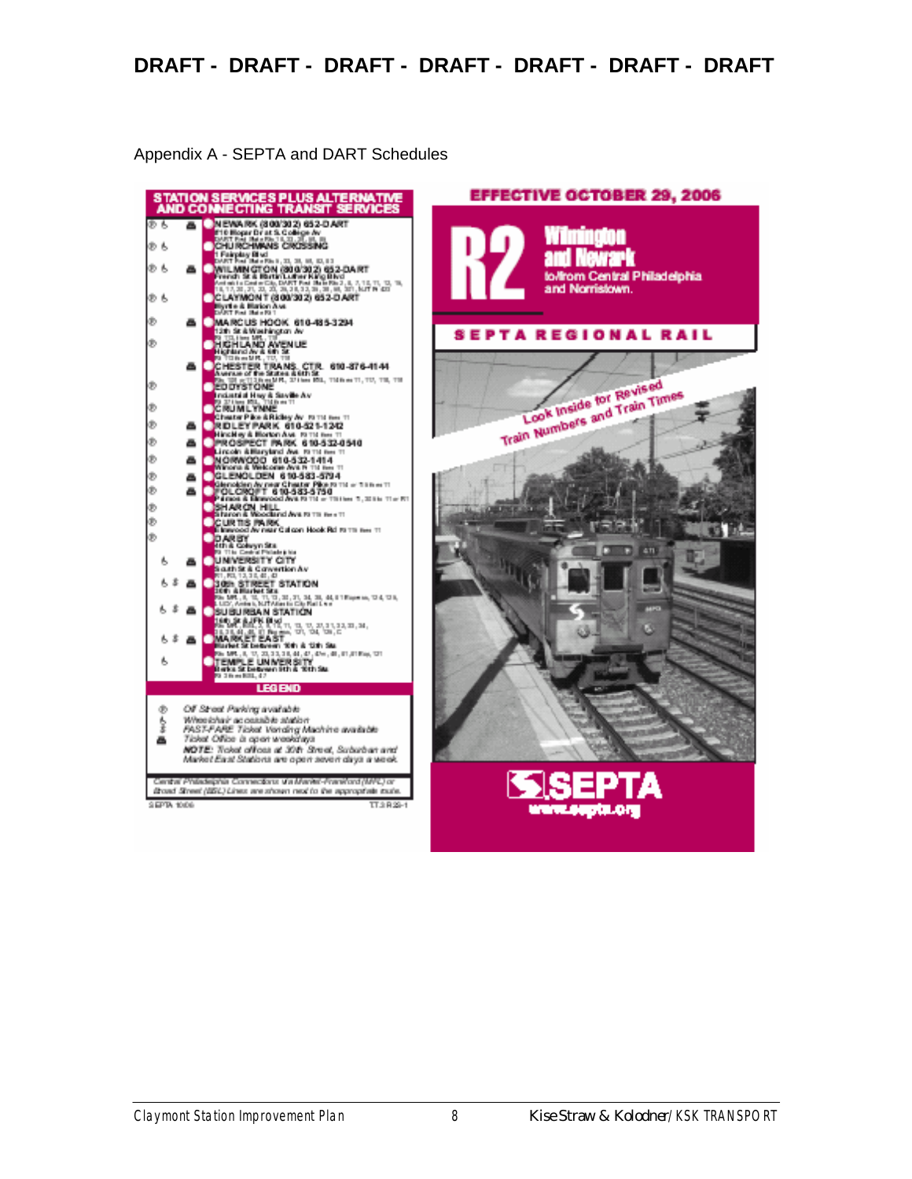DRAFT - DRAFT - DRAFT - DRAFT - DRAFT - DRAFT - DRAFT

Appendix A - SEPTA and DART Schedules

**STATION SERVICES PLUS ALTERNATIVE AND CONNECTING TRANSIT SERVICES**

NEWARK (800/302) 652-DART

CHURCHMANS CROSSING

WILMINGTON (800/302) 652-DART

CLAYMONT (800/302) 652-DART

MARCUS HOOK 610-485-3294

HIGHLAND AVENUE

CHESTER TRANS. CTR. 610-876-4144

EDDYSTONE

CRUM LYNNE

RIDLEY PARK 610-521-1242

PROSPECT PARK 610-532-0540

NORWOOD 610-532-1414

GLENOLDEN 610-583-5794

FOLCROFT 610-583-5750

SHARON HILL

CURTIS PARK

DARBY

UNIVERSITY CITY

30th STREET STATION

SUBURBAN STATION

MARKET EAST

TEMPLE UNIVERSITY

**LEGEND**

- Off Street Parking available
- Wheelchair accessible station
- FAST-FARE Ticket Vending Machine available
- Ticket Office is open weekdays

*NOTE: Ticket offices at 30th Street, Suburban and Market East Stations are open seven days a week.*

*Central Philadelphia Connections via Market-Frankford (MFL) or Broad Street (BSL) Lines are shown next to the appropriate route.*

SEPTA 10/06

**EFFECTIVE OCTOBER 29, 2006**

**R2 Wilmington and Newark** to/from Central Philadelphia and Norristown.

**SEPTA REGIONAL RAIL**

Look inside for Revised Train Numbers and Train Times

SEPTA www.septa.org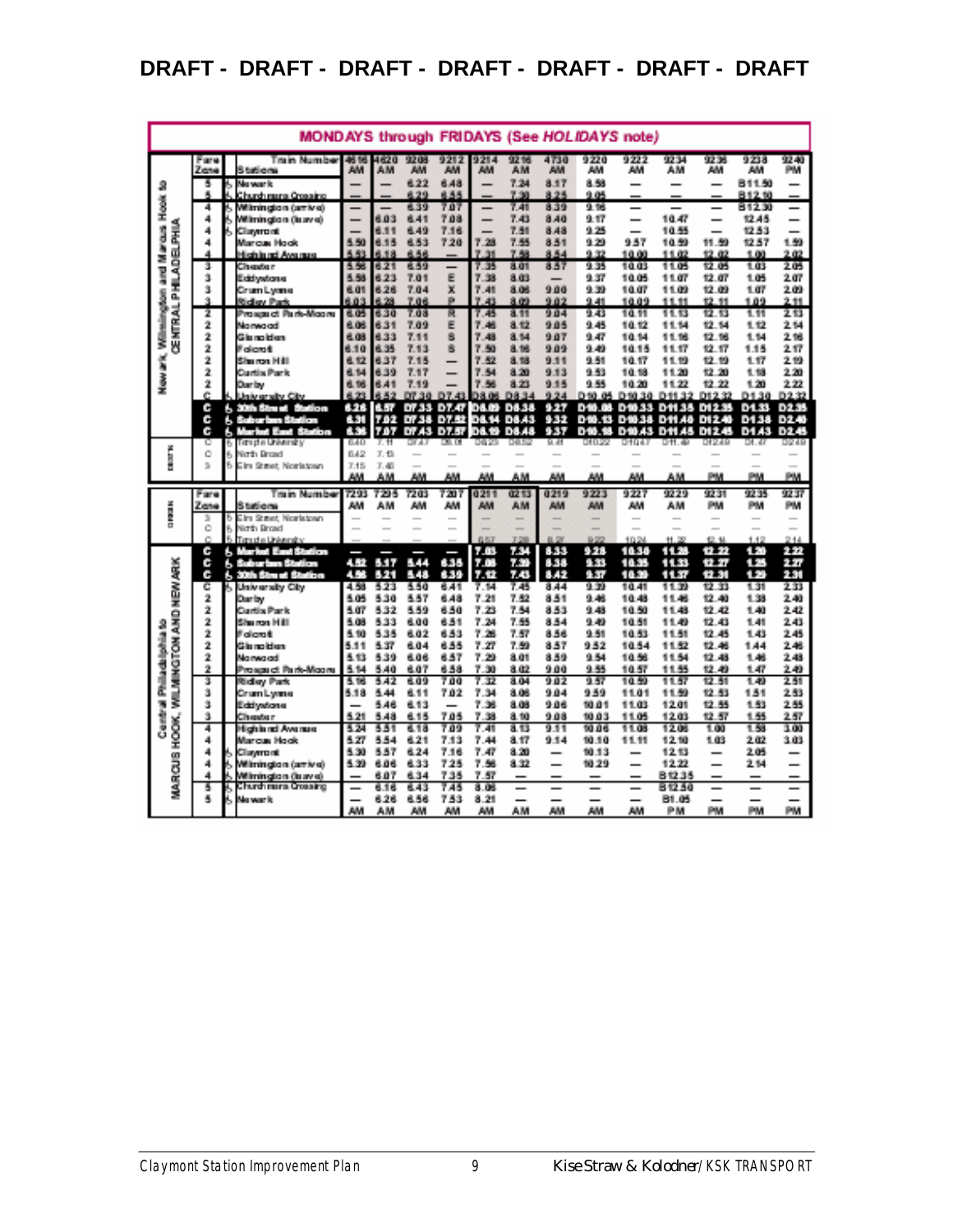DRAFT - DRAFT - DRAFT - DRAFT - DRAFT - DRAFT - DRAFT

**MONDAYS through FRIDAYS (See *HOLIDAYS* note)**

Newark, Wilmington and Marcus Hook to CENTRAL PHILADELPHIA

| Fare Zone | | Train Number / Stations | 4616 AM | 4620 AM | 9208 AM | 9212 AM | 9214 AM | 9216 AM | 4730 AM | 9220 AM | 9222 AM | 9234 AM | 9236 AM | 9238 AM | 9240 PM |
|---|---|---|---|---|---|---|---|---|---|---|---|---|---|---|---|
| 5 | ♿ | Newark | — | — | 6.22 | 6.48 | — | 7.24 | 8.17 | 8.58 | — | — | — | B11.50 | — |
| 5 | ♿ | Churchmans Crossing | — | — | 6.29 | 6.55 | — | 7.30 | 8.25 | 9.05 | — | — | — | B12.10 | — |
| 4 | ♿ | Wilmington (arrive) | — | — | 6.39 | 7.07 | — | 7.41 | 8.39 | 9.16 | — | — | — | B12.30 | — |
| 4 | ♿ | Wilmington (leave) | — | 6.03 | 6.41 | 7.08 | — | 7.43 | 8.40 | 9.17 | — | 10.47 | — | 12.45 | — |
| 4 | ♿ | Claymont | — | 6.11 | 6.49 | 7.16 | — | 7.51 | 8.48 | 9.25 | — | 10.55 | — | 12.53 | — |
| 4 | | Marcus Hook | 5.50 | 6.15 | 6.53 | 7.20 | 7.28 | 7.55 | 8.51 | 9.29 | 9.57 | 10.59 | 11.59 | 12.57 | 1.59 |
| 4 | | Highland Avenue | 5.53 | 6.18 | 6.56 | — | 7.31 | 7.58 | 8.54 | 9.32 | 10.00 | 11.02 | 12.02 | 1.00 | 2.02 |
| 3 | | Chester | 5.56 | 6.21 | 6.59 | — | 7.35 | 8.01 | 8.57 | 9.35 | 10.03 | 11.05 | 12.05 | 1.03 | 2.05 |
| 3 | | Eddystone | 5.58 | 6.23 | 7.01 | E | 7.38 | 8.03 | — | 9.37 | 10.05 | 11.07 | 12.07 | 1.05 | 2.07 |
| 3 | | Crum Lynne | 6.01 | 6.26 | 7.04 | X | 7.41 | 8.06 | 9.00 | 9.39 | 10.07 | 11.09 | 12.09 | 1.07 | 2.09 |
| 3 | | Ridley Park | 6.03 | 6.28 | 7.06 | P | 7.43 | 8.09 | 9.02 | 9.41 | 10.09 | 11.11 | 12.11 | 1.09 | 2.11 |
| 2 | | Prospect Park-Moore | 6.05 | 6.30 | 7.08 | R | 7.45 | 8.11 | 9.04 | 9.43 | 10.11 | 11.13 | 12.13 | 1.11 | 2.13 |
| 2 | | Norwood | 6.06 | 6.31 | 7.09 | E | 7.46 | 8.12 | 9.05 | 9.45 | 10.12 | 11.14 | 12.14 | 1.12 | 2.14 |
| 2 | | Glenolden | 6.08 | 6.33 | 7.11 | S | 7.48 | 8.14 | 9.07 | 9.47 | 10.14 | 11.16 | 12.16 | 1.14 | 2.16 |
| 2 | | Folcroft | 6.10 | 6.35 | 7.13 | S | 7.50 | 8.16 | 9.09 | 9.49 | 10.15 | 11.17 | 12.17 | 1.15 | 2.17 |
| 2 | | Sharon Hill | 6.12 | 6.37 | 7.15 | — | 7.52 | 8.18 | 9.11 | 9.51 | 10.17 | 11.19 | 12.19 | 1.17 | 2.19 |
| 2 | | Curtis Park | 6.14 | 6.39 | 7.17 | — | 7.54 | 8.20 | 9.13 | 9.53 | 10.18 | 11.20 | 12.20 | 1.18 | 2.20 |
| 2 | | Darby | 6.16 | 6.41 | 7.19 | — | 7.56 | 8.23 | 9.15 | 9.55 | 10.20 | 11.22 | 12.22 | 1.20 | 2.22 |
| C | ♿ | University City | 6.23 | 6.52 | D7.30 | D7.43 | D8.06 | D8.34 | 9.24 | D10.05 | D10.30 | D11.32 | D12.32 | D1.30 | D2.32 |
| C | ♿ | **30th Street Station** | 6.26 | 6.57 | D7.33 | D7.47 | D8.09 | D8.38 | 9.27 | D10.08 | D10.33 | D11.35 | D12.35 | D1.33 | D2.35 |
| C | ♿ | **Suburban Station** | 6.31 | 7.02 | D7.38 | D7.52 | D8.14 | D8.43 | 9.32 | D10.13 | D10.38 | D11.40 | D12.40 | D1.38 | D2.40 |
| C | ♿ | **Market East Station** | 6.36 | 7.07 | D7.43 | D7.57 | D8.19 | D8.48 | 9.37 | D10.18 | D10.43 | D11.45 | D12.45 | D1.43 | D2.45 |
| C | ♿ | Temple University | 6.40 | 7.11 | D7.47 | D8.01 | D8.23 | D8.52 | 9.41 | D10.22 | D10.47 | D11.49 | D12.49 | D1.47 | D2.49 |
| C | ♿ | North Broad | 6.42 | 7.15 | — | — | — | — | — | — | — | — | — | — | — |
| 3 | ♿ | Elm Street, Norristown | 7.15 | 7.46 | — | — | — | — | — | — | — | — | — | — | — |
| | | | AM | AM | AM | AM | AM | AM | AM | AM | AM | AM | PM | PM | PM |

Central Philadelphia to MARCUS HOOK, WILMINGTON AND NEWARK

| Fare Zone | | Train Number / Stations | 7293 AM | 7295 AM | 7203 AM | 7207 AM | 0211 AM | 0213 AM | 0219 AM | 9223 AM | 9227 AM | 9229 AM | 9231 PM | 9235 PM | 9237 PM |
|---|---|---|---|---|---|---|---|---|---|---|---|---|---|---|---|
| 3 | ♿ | Elm Street, Norristown | — | — | — | — | — | — | — | — | — | — | — | — | — |
| C | ♿ | North Broad | — | — | — | — | — | — | — | — | — | — | — | — | — |
| C | ♿ | Temple University | — | — | — | — | 6.57 | 7.28 | 8.27 | 9.22 | 10.24 | 11.22 | 12.16 | 1.12 | 2.14 |
| C | ♿ | **Market East Station** | — | — | — | — | 7.03 | 7.34 | 8.33 | 9.28 | 10.30 | 11.28 | 12.22 | 1.20 | 2.22 |
| C | ♿ | **Suburban Station** | 4.52 | 5.17 | 5.44 | 6.35 | 7.08 | 7.39 | 8.38 | 9.33 | 10.35 | 11.33 | 12.27 | 1.25 | 2.27 |
| C | ♿ | **30th Street Station** | 4.56 | 5.21 | 5.48 | 6.39 | 7.12 | 7.43 | 8.42 | 9.37 | 10.39 | 11.37 | 12.31 | 1.29 | 2.31 |
| C | ♿ | University City | 4.58 | 5.23 | 5.50 | 6.41 | 7.14 | 7.45 | 8.44 | 9.39 | 10.41 | 11.39 | 12.33 | 1.31 | 2.33 |
| 2 | | Darby | 5.05 | 5.30 | 5.57 | 6.48 | 7.21 | 7.52 | 8.51 | 9.46 | 10.48 | 11.46 | 12.40 | 1.38 | 2.40 |
| 2 | | Curtis Park | 5.07 | 5.32 | 5.59 | 6.50 | 7.23 | 7.54 | 8.53 | 9.48 | 10.50 | 11.48 | 12.42 | 1.40 | 2.42 |
| 2 | | Sharon Hill | 5.08 | 5.33 | 6.00 | 6.51 | 7.24 | 7.55 | 8.54 | 9.49 | 10.51 | 11.49 | 12.43 | 1.41 | 2.43 |
| 2 | | Folcroft | 5.10 | 5.35 | 6.02 | 6.53 | 7.26 | 7.57 | 8.56 | 9.51 | 10.53 | 11.51 | 12.45 | 1.43 | 2.45 |
| 2 | | Glenolden | 5.11 | 5.37 | 6.04 | 6.55 | 7.27 | 7.59 | 8.57 | 9.52 | 10.54 | 11.52 | 12.46 | 1.44 | 2.46 |
| 2 | | Norwood | 5.13 | 5.39 | 6.06 | 6.57 | 7.29 | 8.01 | 8.59 | 9.54 | 10.56 | 11.54 | 12.48 | 1.46 | 2.48 |
| 2 | | Prospect Park-Moore | 5.14 | 5.40 | 6.07 | 6.58 | 7.30 | 8.02 | 9.00 | 9.55 | 10.57 | 11.55 | 12.49 | 1.47 | 2.49 |
| 3 | | Ridley Park | 5.16 | 5.42 | 6.09 | 7.00 | 7.32 | 8.04 | 9.02 | 9.57 | 10.59 | 11.57 | 12.51 | 1.49 | 2.51 |
| 3 | | Crum Lynne | 5.18 | 5.44 | 6.11 | 7.02 | 7.34 | 8.06 | 9.04 | 9.59 | 11.01 | 11.59 | 12.53 | 1.51 | 2.53 |
| 3 | | Eddystone | — | 5.46 | 6.13 | — | 7.36 | 8.08 | 9.06 | 10.01 | 11.03 | 12.01 | 12.55 | 1.53 | 2.55 |
| 3 | | Chester | 5.21 | 5.48 | 6.15 | 7.05 | 7.38 | 8.10 | 9.08 | 10.03 | 11.05 | 12.03 | 12.57 | 1.55 | 2.57 |
| 4 | | Highland Avenue | 5.24 | 5.51 | 6.18 | 7.09 | 7.41 | 8.13 | 9.11 | 10.06 | 11.08 | 12.06 | 1.00 | 1.58 | 3.00 |
| 4 | | Marcus Hook | 5.27 | 5.54 | 6.21 | 7.13 | 7.44 | 8.17 | 9.14 | 10.10 | 11.11 | 12.10 | 1.03 | 2.02 | 3.03 |
| 4 | ♿ | Claymont | 5.30 | 5.57 | 6.24 | 7.16 | 7.47 | 8.20 | — | 10.13 | — | 12.13 | — | 2.05 | — |
| 4 | ♿ | Wilmington (arrive) | 5.39 | 6.06 | 6.33 | 7.25 | 7.56 | 8.32 | — | 10.29 | — | 12.22 | — | 2.14 | — |
| 4 | ♿ | Wilmington (leave) | — | 6.07 | 6.34 | 7.35 | 7.57 | — | — | — | — | B12.35 | — | — | — |
| 5 | ♿ | Churchmans Crossing | — | 6.16 | 6.43 | 7.45 | 8.06 | — | — | — | — | B12.50 | — | — | — |
| 5 | ♿ | Newark | — | 6.26 | 6.56 | 7.53 | 8.21 | — | — | — | — | B1.05 | — | — | — |
| | | | AM | AM | AM | AM | AM | AM | AM | AM | AM | PM | PM | PM | PM |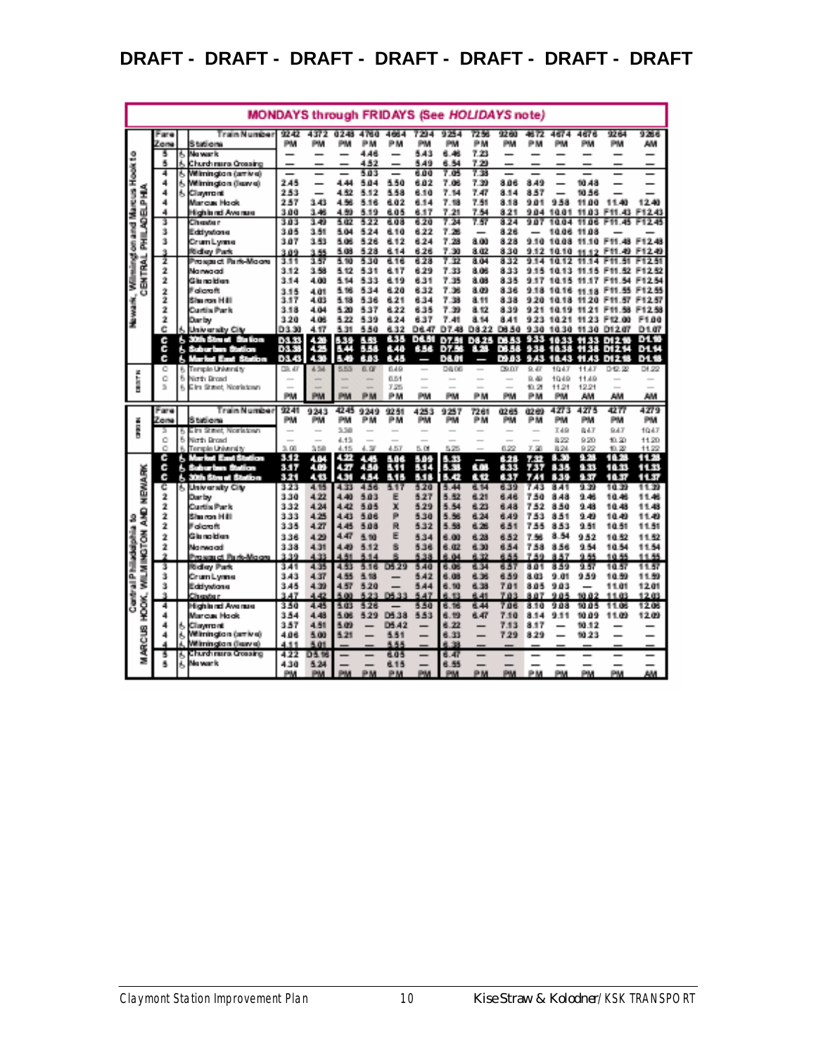DRAFT - DRAFT - DRAFT - DRAFT - DRAFT - DRAFT - DRAFT

**MONDAYS through FRIDAYS (See *HOLIDAYS* note)**

**Newark, Wilmington and Marcus Hook to CENTRAL PHILADELPHIA**

| Fare Zone | | Stations / Train Number | 9242 PM | 4372 PM | 0248 PM | 4760 PM | 4664 PM | 7294 PM | 9254 PM | 7256 PM | 9260 PM | 4672 PM | 4674 PM | 4676 PM | 9264 PM | 9266 AM |
|---|---|---|---|---|---|---|---|---|---|---|---|---|---|---|---|---|
| 5 | & | Newark | — | — | — | 4.46 | — | 5.43 | 6.46 | 7.23 | — | — | — | — | — | — |
| 5 | & | Churchmans Crossing | — | — | — | 4.52 | — | 5.49 | 6.54 | 7.29 | — | — | — | — | — | — |
| 4 | & | Wilmington (arrive) | — | — | — | 5.03 | — | 6.00 | 7.05 | 7.38 | — | — | — | — | — | — |
| 4 | & | Wilmington (leave) | 2.45 | — | 4.44 | 5.04 | 5.50 | 6.02 | 7.06 | 7.39 | 8.06 | 8.49 | — | 10.48 | — | — |
| 4 | & | Claymont | 2.53 | — | 4.52 | 5.12 | 5.58 | 6.10 | 7.14 | 7.47 | 8.14 | 8.57 | — | 10.56 | — | — |
| 4 | | Marcus Hook | 2.57 | 3.43 | 4.56 | 5.16 | 6.02 | 6.14 | 7.18 | 7.51 | 8.18 | 9.01 | 9.58 | 11.00 | 11.40 | 12.40 |
| 4 | | Highland Avenue | 3.00 | 3.46 | 4.59 | 5.19 | 6.05 | 6.17 | 7.21 | 7.54 | 8.21 | 9.04 | 10.01 | 11.03 | F11.43 | F12.43 |
| 3 | | Chester | 3.03 | 3.49 | 5.02 | 5.22 | 6.08 | 6.20 | 7.24 | 7.57 | 8.24 | 9.07 | 10.04 | 11.06 | F11.45 | F12.45 |
| 3 | | Eddystone | 3.05 | 3.51 | 5.04 | 5.24 | 6.10 | 6.22 | 7.26 | — | 8.26 | — | 10.06 | 11.08 | — | — |
| 3 | | Crum Lynne | 3.07 | 3.53 | 5.06 | 5.26 | 6.12 | 6.24 | 7.28 | 8.00 | 8.28 | 9.10 | 10.08 | 11.10 | F11.48 | F12.48 |
| 3 | | Ridley Park | 3.09 | 3.55 | 5.08 | 5.28 | 6.14 | 6.26 | 7.30 | 8.02 | 8.30 | 9.12 | 10.10 | 11.12 | F11.49 | F12.49 |
| 2 | | Prospect Park-Moore | 3.11 | 3.57 | 5.10 | 5.30 | 6.16 | 6.28 | 7.32 | 8.04 | 8.32 | 9.14 | 10.12 | 11.14 | F11.51 | F12.51 |
| 2 | | Norwood | 3.12 | 3.58 | 5.12 | 5.31 | 6.17 | 6.29 | 7.33 | 8.06 | 8.33 | 9.15 | 10.13 | 11.15 | F11.52 | F12.52 |
| 2 | | Glenolden | 3.14 | 4.00 | 5.14 | 5.33 | 6.19 | 6.31 | 7.35 | 8.08 | 8.35 | 9.17 | 10.15 | 11.17 | F11.54 | F12.54 |
| 2 | | Folcroft | 3.15 | 4.01 | 5.16 | 5.34 | 6.20 | 6.32 | 7.36 | 8.09 | 8.36 | 9.18 | 10.16 | 11.18 | F11.55 | F12.55 |
| 2 | | Sharon Hill | 3.17 | 4.03 | 5.18 | 5.36 | 6.21 | 6.34 | 7.38 | 8.11 | 8.38 | 9.20 | 10.18 | 11.20 | F11.57 | F12.57 |
| 2 | | Curtis Park | 3.18 | 4.04 | 5.20 | 5.37 | 6.22 | 6.35 | 7.39 | 8.12 | 8.39 | 9.21 | 10.19 | 11.21 | F11.58 | F12.58 |
| 2 | | Darby | 3.20 | 4.06 | 5.22 | 5.39 | 6.24 | 6.37 | 7.41 | 8.14 | 8.41 | 9.23 | 10.21 | 11.23 | F12.00 | F1.00 |
| C | & | University City | D3.30 | 4.17 | 5.31 | 5.50 | 6.32 | D6.47 | D7.48 | D8.22 | D8.50 | 9.30 | 10.30 | 11.30 | D12.07 | D1.07 |
| C | & | **30th Street Station** | D3.33 | 4.20 | 5.39 | 5.53 | 6.35 | D6.51 | D7.51 | D8.25 | D8.53 | 9.33 | 10.33 | 11.33 | D12.10 | D1.10 |
| C | & | **Suburban Station** | D3.38 | 4.25 | 5.44 | 5.58 | 6.40 | 6.56 | D7.56 | 8.28 | D8.58 | 9.38 | 10.38 | 11.38 | D12.14 | D1.14 |
| C | & | **Market East Station** | D3.43 | 4.30 | 5.49 | 6.03 | 6.45 | — | D8.01 | — | D9.03 | 9.43 | 10.43 | 11.43 | D12.18 | D1.18 |
| C | & | Temple University | D3.47 | 4.34 | 5.53 | 6.07 | 6.49 | — | D8.06 | — | D9.07 | 9.47 | 10.47 | 11.47 | D12.22 | D1.22 |
| C | & | North Broad | — | — | — | — | 6.51 | — | — | — | — | 9.49 | 10.49 | 11.49 | — | — |
| 3 | & | Elm Street, Norristown | — | — | — | — | 7.25 | — | — | — | — | 10.21 | 11.21 | 12.21 | — | — |
| | | | PM | PM | PM | PM | PM | PM | PM | PM | PM | PM | PM | AM | AM | AM |

**Central Philadelphia to MARCUS HOOK, WILMINGTON AND NEWARK**

| Fare Zone | | Stations / Train Number | 9241 PM | 9243 PM | 4245 PM | 9249 PM | 9251 PM | 4253 PM | 9257 PM | 7261 PM | 0265 PM | 0269 PM | 4273 PM | 4275 PM | 4277 PM | 4279 AM |
|---|---|---|---|---|---|---|---|---|---|---|---|---|---|---|---|---|
| 3 | & | Elm Street, Norristown | — | — | 3.38 | — | — | — | — | — | — | — | 7.49 | 8.47 | 9.47 | 10.47 |
| C | & | North Broad | — | — | 4.13 | — | — | — | — | — | — | — | 8.22 | 9.20 | 10.20 | 11.20 |
| C | & | Temple University | 3.06 | 3.58 | 4.15 | 4.37 | 4.57 | 5.01 | 5.25 | — | 6.22 | 7.28 | 8.24 | 9.22 | 10.22 | 11.22 |
| C | & | **Market East Station** | 3.12 | 4.04 | 4.22 | 4.45 | 5.06 | 5.09 | 5.33 | — | 6.28 | 7.32 | 8.30 | 9.28 | 10.28 | 11.28 |
| C | & | **Suburban Station** | 3.17 | 4.09 | 4.27 | 4.50 | 5.11 | 5.14 | 5.38 | 6.08 | 6.33 | 7.37 | 8.35 | 9.33 | 10.33 | 11.33 |
| C | & | **30th Street Station** | 3.21 | 4.13 | 4.31 | 4.54 | 5.15 | 5.18 | 5.42 | 6.12 | 6.37 | 7.41 | 8.39 | 9.37 | 10.37 | 11.37 |
| C | & | University City | 3.23 | 4.15 | 4.33 | 4.56 | 5.17 | 5.20 | 5.44 | 6.14 | 6.39 | 7.43 | 8.41 | 9.39 | 10.39 | 11.39 |
| 2 | | Darby | 3.30 | 4.22 | 4.40 | 5.03 | E | 5.27 | 5.52 | 6.21 | 6.46 | 7.50 | 8.48 | 9.46 | 10.46 | 11.46 |
| 2 | | Curtis Park | 3.32 | 4.24 | 4.42 | 5.05 | X | 5.29 | 5.54 | 6.23 | 6.48 | 7.52 | 8.50 | 9.48 | 10.48 | 11.48 |
| 2 | | Sharon Hill | 3.33 | 4.25 | 4.43 | 5.06 | P | 5.30 | 5.56 | 6.24 | 6.49 | 7.53 | 8.51 | 9.49 | 10.49 | 11.49 |
| 2 | | Folcroft | 3.35 | 4.27 | 4.45 | 5.08 | R | 5.32 | 5.58 | 6.26 | 6.51 | 7.55 | 8.53 | 9.51 | 10.51 | 11.51 |
| 2 | | Glenolden | 3.36 | 4.29 | 4.47 | 5.10 | E | 5.34 | 6.00 | 6.28 | 6.52 | 7.56 | 8.54 | 9.52 | 10.52 | 11.52 |
| 2 | | Norwood | 3.38 | 4.31 | 4.49 | 5.12 | S | 5.36 | 6.02 | 6.30 | 6.54 | 7.58 | 8.56 | 9.54 | 10.54 | 11.54 |
| 2 | | Prospect Park-Moore | 3.39 | 4.33 | 4.51 | 5.14 | S | 5.38 | 6.04 | 6.32 | 6.55 | 7.59 | 8.57 | 9.55 | 10.55 | 11.55 |
| 3 | | Ridley Park | 3.41 | 4.35 | 4.53 | 5.16 | D5.29 | 5.40 | 6.06 | 6.34 | 6.57 | 8.01 | 8.59 | 9.57 | 10.57 | 11.57 |
| 3 | | Crum Lynne | 3.43 | 4.37 | 4.55 | 5.18 | — | 5.42 | 6.08 | 6.36 | 6.59 | 8.03 | 9.01 | 9.59 | 10.59 | 11.59 |
| 3 | | Eddystone | 3.45 | 4.39 | 4.57 | 5.20 | — | 5.44 | 6.10 | 6.38 | 7.01 | 8.05 | 9.03 | — | 11.01 | 12.01 |
| 3 | | Chester | 3.47 | 4.42 | 5.00 | 5.23 | D5.33 | 5.47 | 6.13 | 6.41 | 7.03 | 8.07 | 9.05 | 10.02 | 11.03 | 12.03 |
| 4 | | Highland Avenue | 3.50 | 4.45 | 5.03 | 5.26 | — | 5.50 | 6.16 | 6.44 | 7.06 | 8.10 | 9.08 | 10.05 | 11.06 | 12.06 |
| 4 | | Marcus Hook | 3.54 | 4.48 | 5.06 | 5.29 | D5.38 | 5.53 | 6.19 | 6.47 | 7.10 | 8.14 | 9.11 | 10.09 | 11.09 | 12.09 |
| 4 | & | Claymont | 3.57 | 4.51 | 5.09 | — | D5.42 | — | 6.22 | — | 7.13 | 8.17 | — | 10.12 | — | — |
| 4 | & | Wilmington (arrive) | 4.06 | 5.00 | 5.21 | — | 5.51 | — | 6.33 | — | 7.29 | 8.29 | — | 10.23 | — | — |
| 4 | & | Wilmington (leave) | 4.11 | 5.01 | — | — | 5.55 | — | 6.38 | — | — | — | — | — | — | — |
| 5 | & | Churchmans Crossing | 4.22 | D5.16 | — | — | 6.05 | — | 6.47 | — | — | — | — | — | — | — |
| 5 | & | Newark | 4.30 | 5.24 | — | — | 6.15 | — | 6.55 | — | — | — | — | — | — | — |
| | | | PM | PM | PM | PM | PM | PM | PM | PM | PM | PM | PM | PM | PM | AM |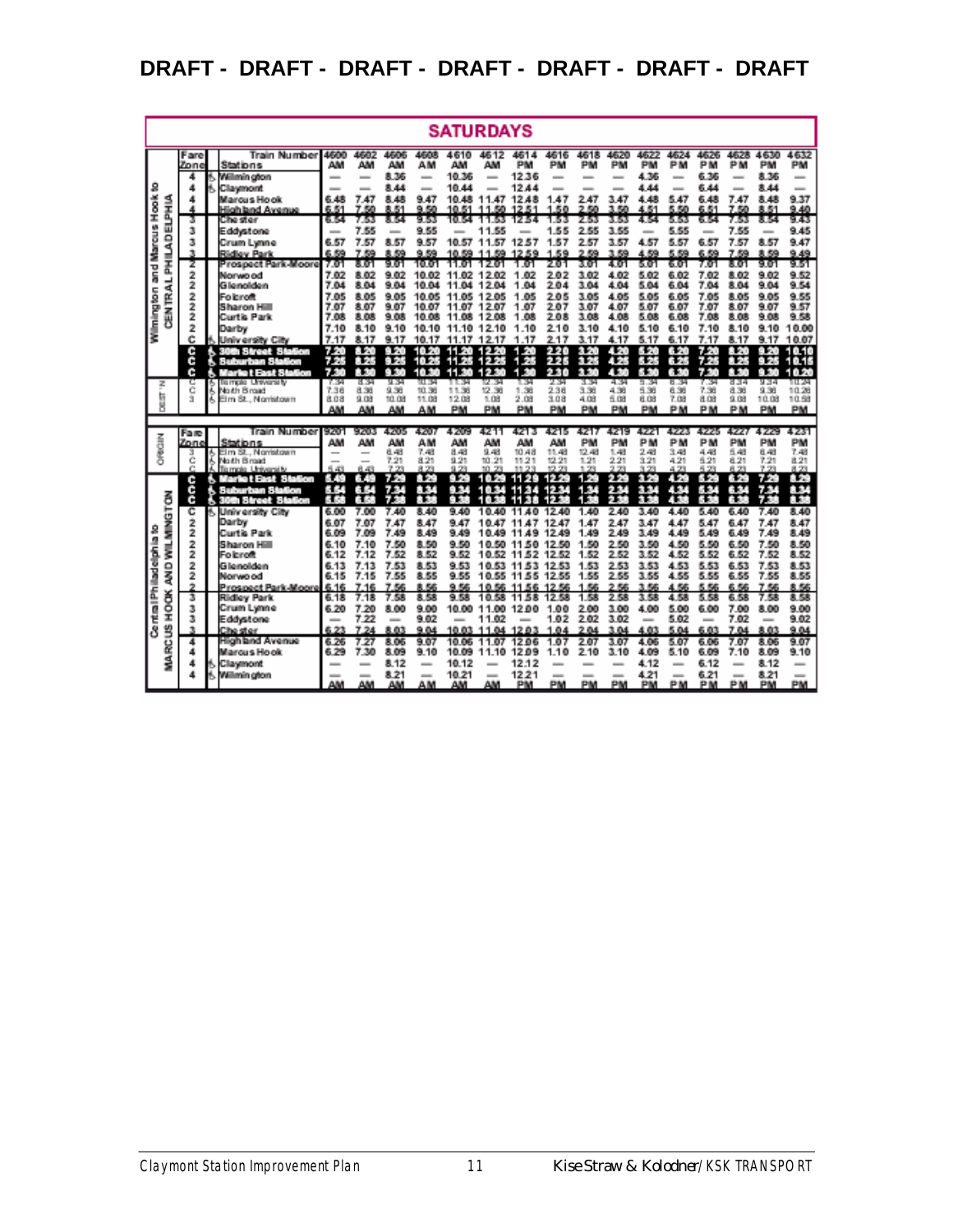DRAFT - DRAFT - DRAFT - DRAFT - DRAFT - DRAFT - DRAFT

## SATURDAYS

**Wilmington and Marcus Hook to CENTRAL PHILADELPHIA**

| Fare Zone | | Train Number / Stations | 4600 AM | 4602 AM | 4606 AM | 4608 AM | 4610 AM | 4612 AM | 4614 PM | 4616 PM | 4618 PM | 4620 PM | 4622 PM | 4624 PM | 4626 PM | 4628 PM | 4630 PM | 4632 PM |
|---|---|---|---|---|---|---|---|---|---|---|---|---|---|---|---|---|---|---|
| 4 | ♿ | Wilmington | — | — | 8.36 | — | 10.36 | — | 12.36 | — | — | — | 4.36 | — | 6.36 | — | 8.36 | — |
| 4 | ♿ | Claymont | — | — | 8.44 | — | 10.44 | — | 12.44 | — | — | — | 4.44 | — | 6.44 | — | 8.44 | — |
| 4 | | Marcus Hook | 6.48 | 7.47 | 8.48 | 9.47 | 10.48 | 11.47 | 12.48 | 1.47 | 2.47 | 3.47 | 4.48 | 5.47 | 6.48 | 7.47 | 8.48 | 9.37 |
| 4 | | Highland Avenue | 6.51 | 7.50 | 8.51 | 9.50 | 10.51 | 11.50 | 12.51 | 1.50 | 2.50 | 3.50 | 4.51 | 5.50 | 6.51 | 7.50 | 8.51 | 9.40 |
| 3 | | Chester | 6.54 | 7.53 | 8.54 | 9.53 | 10.54 | 11.53 | 12.54 | 1.53 | 2.53 | 3.53 | 4.54 | 5.53 | 6.54 | 7.53 | 8.54 | 9.43 |
| 3 | | Eddystone | — | 7.55 | — | 9.55 | — | 11.55 | — | 1.55 | 2.55 | 3.55 | — | 5.55 | — | 7.55 | — | 9.45 |
| 3 | | Crum Lynne | 6.57 | 7.57 | 8.57 | 9.57 | 10.57 | 11.57 | 12.57 | 1.57 | 2.57 | 3.57 | 4.57 | 5.57 | 6.57 | 7.57 | 8.57 | 9.47 |
| 3 | | Ridley Park | 6.59 | 7.59 | 8.59 | 9.59 | 10.59 | 11.59 | 12.59 | 1.59 | 2.59 | 3.59 | 4.59 | 5.59 | 6.59 | 7.59 | 8.59 | 9.49 |
| 2 | | Prospect Park-Moore | 7.01 | 8.01 | 9.01 | 10.01 | 11.01 | 12.01 | 1.01 | 2.01 | 3.01 | 4.01 | 5.01 | 6.01 | 7.01 | 8.01 | 9.01 | 9.51 |
| 2 | | Norwood | 7.02 | 8.02 | 9.02 | 10.02 | 11.02 | 12.02 | 1.02 | 2.02 | 3.02 | 4.02 | 5.02 | 6.02 | 7.02 | 8.02 | 9.02 | 9.52 |
| 2 | | Glenolden | 7.04 | 8.04 | 9.04 | 10.04 | 11.04 | 12.04 | 1.04 | 2.04 | 3.04 | 4.04 | 5.04 | 6.04 | 7.04 | 8.04 | 9.04 | 9.54 |
| 2 | | Folcroft | 7.05 | 8.05 | 9.05 | 10.05 | 11.05 | 12.05 | 1.05 | 2.05 | 3.05 | 4.05 | 5.05 | 6.05 | 7.05 | 8.05 | 9.05 | 9.55 |
| 2 | | Sharon Hill | 7.07 | 8.07 | 9.07 | 10.07 | 11.07 | 12.07 | 1.07 | 2.07 | 3.07 | 4.07 | 5.07 | 6.07 | 7.07 | 8.07 | 9.07 | 9.57 |
| 2 | | Curtis Park | 7.08 | 8.08 | 9.08 | 10.08 | 11.08 | 12.08 | 1.08 | 2.08 | 3.08 | 4.08 | 5.08 | 6.08 | 7.08 | 8.08 | 9.08 | 9.58 |
| 2 | | Darby | 7.10 | 8.10 | 9.10 | 10.10 | 11.10 | 12.10 | 1.10 | 2.10 | 3.10 | 4.10 | 5.10 | 6.10 | 7.10 | 8.10 | 9.10 | 10.00 |
| C | ♿ | University City | 7.17 | 8.17 | 9.17 | 10.17 | 11.17 | 12.17 | 1.17 | 2.17 | 3.17 | 4.17 | 5.17 | 6.17 | 7.17 | 8.17 | 9.17 | 10.07 |
| C | ♿ | **30th Street Station** | **7.20** | **8.20** | **9.20** | **10.20** | **11.20** | **12.20** | **1.20** | **2.20** | **3.20** | **4.20** | **5.20** | **6.20** | **7.20** | **8.20** | **9.20** | **10.10** |
| C | ♿ | **Suburban Station** | **7.25** | **8.25** | **9.25** | **10.25** | **11.25** | **12.25** | **1.25** | **2.25** | **3.25** | **4.25** | **5.25** | **6.25** | **7.25** | **8.25** | **9.25** | **10.15** |
| C | ♿ | **Market East Station** | **7.30** | **8.30** | **9.30** | **10.30** | **11.30** | **12.30** | **1.30** | **2.30** | **3.30** | **4.30** | **5.30** | **6.30** | **7.30** | **8.30** | **9.30** | **10.20** |
| C | ♿ | Temple University | 7.34 | 8.34 | 9.34 | 10.34 | 11.34 | 12.34 | 1.34 | 2.34 | 3.34 | 4.34 | 5.34 | 6.34 | 7.34 | 8.34 | 9.34 | 10.24 |
| C | ♿ | North Broad | 7.36 | 8.36 | 9.36 | 10.36 | 11.36 | 12.36 | 1.36 | 2.36 | 3.36 | 4.36 | 5.36 | 6.36 | 7.36 | 8.36 | 9.36 | 10.26 |
| 3 | ♿ | Elm St., Norristown | 8.08 | 9.08 | 10.08 | 11.08 | 12.08 | 1.08 | 2.08 | 3.08 | 4.08 | 5.08 | 6.08 | 7.08 | 8.08 | 9.08 | 10.08 | 10.58 |
| | | | AM | AM | AM | AM | PM | PM | PM | PM | PM | PM | PM | PM | PM | PM | PM | PM |

**Central Philadelphia to MARCUS HOOK AND WILMINGTON**

| Fare Zone | | Train Number / Stations | 9201 AM | 9203 AM | 4205 AM | 4207 AM | 4209 AM | 4211 AM | 4213 AM | 4215 AM | 4217 PM | 4219 PM | 4221 PM | 4223 PM | 4225 PM | 4227 PM | 4229 PM | 4231 PM |
|---|---|---|---|---|---|---|---|---|---|---|---|---|---|---|---|---|---|---|
| 3 | ♿ | Elm St., Norristown | — | — | 6.48 | 7.48 | 8.48 | 9.48 | 10.48 | 11.48 | 12.48 | 1.48 | 2.48 | 3.48 | 4.48 | 5.48 | 6.48 | 7.48 |
| C | ♿ | North Broad | — | — | 7.21 | 8.21 | 9.21 | 10.21 | 11.21 | 12.21 | 1.21 | 2.21 | 3.21 | 4.21 | 5.21 | 6.21 | 7.21 | 8.21 |
| C | ♿ | Temple University | 5.43 | 6.43 | 7.23 | 8.23 | 9.23 | 10.23 | 11.23 | 12.23 | 1.23 | 2.23 | 3.23 | 4.23 | 5.23 | 6.23 | 7.23 | 8.23 |
| C | ♿ | **Market East Station** | **6.49** | **6.49** | **7.29** | **8.29** | **9.29** | **10.29** | **11.29** | **12.29** | **1.29** | **2.29** | **3.29** | **4.29** | **5.29** | **6.29** | **7.29** | **8.29** |
| C | ♿ | **Suburban Station** | **6.54** | **6.54** | **7.34** | **8.34** | **9.34** | **10.34** | **11.34** | **12.34** | **1.34** | **2.34** | **3.34** | **4.34** | **5.34** | **6.34** | **7.34** | **8.34** |
| C | ♿ | **30th Street Station** | **6.58** | **6.58** | **7.38** | **8.38** | **9.38** | **10.38** | **11.38** | **12.38** | **1.38** | **2.38** | **3.38** | **4.38** | **5.38** | **6.38** | **7.38** | **8.38** |
| C | ♿ | University City | 6.00 | 7.00 | 7.40 | 8.40 | 9.40 | 10.40 | 11.40 | 12.40 | 1.40 | 2.40 | 3.40 | 4.40 | 5.40 | 6.40 | 7.40 | 8.40 |
| 2 | | Darby | 6.07 | 7.07 | 7.47 | 8.47 | 9.47 | 10.47 | 11.47 | 12.47 | 1.47 | 2.47 | 3.47 | 4.47 | 5.47 | 6.47 | 7.47 | 8.47 |
| 2 | | Curtis Park | 6.09 | 7.09 | 7.49 | 8.49 | 9.49 | 10.49 | 11.49 | 12.49 | 1.49 | 2.49 | 3.49 | 4.49 | 5.49 | 6.49 | 7.49 | 8.49 |
| 2 | | Sharon Hill | 6.10 | 7.10 | 7.50 | 8.50 | 9.50 | 10.50 | 11.50 | 12.50 | 1.50 | 2.50 | 3.50 | 4.50 | 5.50 | 6.50 | 7.50 | 8.50 |
| 2 | | Folcroft | 6.12 | 7.12 | 7.52 | 8.52 | 9.52 | 10.52 | 11.52 | 12.52 | 1.52 | 2.52 | 3.52 | 4.52 | 5.52 | 6.52 | 7.52 | 8.52 |
| 2 | | Glenolden | 6.13 | 7.13 | 7.53 | 8.53 | 9.53 | 10.53 | 11.53 | 12.53 | 1.53 | 2.53 | 3.53 | 4.53 | 5.53 | 6.53 | 7.53 | 8.53 |
| 2 | | Norwood | 6.15 | 7.15 | 7.55 | 8.55 | 9.55 | 10.55 | 11.55 | 12.55 | 1.55 | 2.55 | 3.55 | 4.55 | 5.55 | 6.55 | 7.55 | 8.55 |
| 2 | | Prospect Park-Moore | 6.16 | 7.16 | 7.56 | 8.56 | 9.56 | 10.56 | 11.56 | 12.56 | 1.56 | 2.56 | 3.56 | 4.56 | 5.56 | 6.56 | 7.56 | 8.56 |
| 3 | | Ridley Park | 6.18 | 7.18 | 7.58 | 8.58 | 9.58 | 10.58 | 11.58 | 12.58 | 1.58 | 2.58 | 3.58 | 4.58 | 5.58 | 6.58 | 7.58 | 8.58 |
| 3 | | Crum Lynne | 6.20 | 7.20 | 8.00 | 9.00 | 10.00 | 11.00 | 12.00 | 1.00 | 2.00 | 3.00 | 4.00 | 5.00 | 6.00 | 7.00 | 8.00 | 9.00 |
| 3 | | Eddystone | — | 7.22 | — | 9.02 | — | 11.02 | — | 1.02 | 2.02 | 3.02 | — | 5.02 | — | 7.02 | — | 9.02 |
| 3 | | Chester | 6.23 | 7.24 | 8.03 | 9.04 | 10.03 | 11.04 | 12.03 | 1.04 | 2.04 | 3.04 | 4.03 | 5.04 | 6.03 | 7.04 | 8.03 | 9.04 |
| 4 | | Highland Avenue | 6.26 | 7.27 | 8.06 | 9.07 | 10.06 | 11.07 | 12.06 | 1.07 | 2.07 | 3.07 | 4.06 | 5.07 | 6.06 | 7.07 | 8.06 | 9.07 |
| 4 | | Marcus Hook | 6.29 | 7.30 | 8.09 | 9.10 | 10.09 | 11.10 | 12.09 | 1.10 | 2.10 | 3.10 | 4.09 | 5.10 | 6.09 | 7.10 | 8.09 | 9.10 |
| 4 | ♿ | Claymont | — | — | 8.12 | — | 10.12 | — | 12.12 | — | — | — | 4.12 | — | 6.12 | — | 8.12 | — |
| 4 | ♿ | Wilmington | — | — | 8.21 | — | 10.21 | — | 12.21 | — | — | — | 4.21 | — | 6.21 | — | 8.21 | — |
| | | | AM | AM | AM | AM | AM | AM | PM | PM | PM | PM | PM | PM | PM | PM | PM | PM |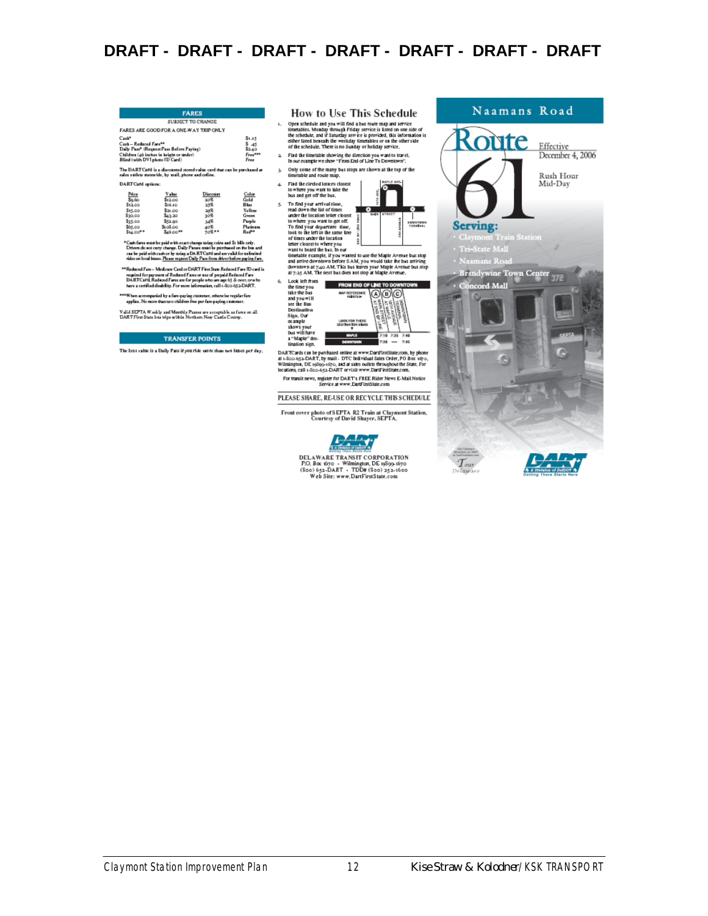**DRAFT - DRAFT - DRAFT - DRAFT - DRAFT - DRAFT - DRAFT**

## FARES

SUBJECT TO CHANGE

FARES ARE GOOD FOR A ONE-WAY TRIP ONLY

| | |
|---|---|
| Cash* | $1.15 |
| Cash – Reduced Fare** | $ .45 |
| Daily Pass* (Request Pass Before Paying) | $2.40 |
| Children (46 inches in height or under) | Free*** |
| Blind (with DVI photo ID Card) | Free |

The DART Card is a discounted stored value card that can be purchased at sales outlets statewide, by mail, phone and online.

DART Card options:

| Price | Value | Discount | Color |
|---|---|---|---|
| $9.60 | $12.00 | 20% | Gold |
| $12.00 | $16.10 | 25% | Blue |
| $15.00 | $21.00 | 29% | Yellow |
| $30.00 | $43.20 | 30% | Green |
| $35.00 | $52.90 | 34% | Purple |
| $65.00 | $108.00 | 40% | Platinum |
| $14.00** | $46.00** | 70%** | Red** |

*Cash fares must be paid with exact change using coins and $1 bills only. Drivers do not carry change. Daily Passes must be purchased on the bus and can be paid with cash or by using a DART Card and are valid for unlimited rides on local buses. Please request Daily Pass from driver before paying fare.

**Reduced Fare – Medicare Card or DART First State Reduced Fare ID card is required for payment of Reduced Fares or use of prepaid Reduced Fare DART Card. Reduced Fares are for people who are age 65 & over, or who have a certified disability. For more information, call 1-800-652-DART.

***When accompanied by a fare-paying customer, otherwise regular fare applies. No more than two children free per fare-paying customer.

Valid SEPTA Weekly and Monthly Passes are acceptable as fares on all DART First State bus trips within Northern New Castle County.

## TRANSFER POINTS

The best value is a Daily Pass if you ride more than two buses per day.

## How to Use This Schedule

1. Open schedule and you will find a bus route map and service timetables. Monday through Friday service is listed on one side of the schedule, and if Saturday service is provided, this information is either listed beneath the weekday timetables or on the other side of the schedule. There is no Sunday or holiday service.
2. Find the timetable showing the direction you want to travel. In our example we show "From End of Line To Downtown".
3. Only some of the many bus stops are shown at the top of the timetable and route map.
4. Find the circled letters closest to where you want to take the bus and get off the bus.
5. To find your arrival time, read down the list of times under the location letter closest to where you want to get off. To find your departure time, look to the left in the same line of times under the location letter closest to where you want to board the bus. In our timetable example, if you wanted to use the Maple Avenue bus stop and arrive downtown before 8 AM, you would take the bus arriving downtown at 7:40 AM. This bus leaves your Maple Avenue bus stop at 7:25 AM. The next bus does not stop at Maple Avenue.
6. Look left from the time you take the bus and you will see the Bus Destination Sign. Our example shows your bus will have a "Maple" destination sign.

| FROM END OF LINE TO DOWNTOWN | A | B | C |
|---|---|---|---|
| MAPLE | 7:10 | 7:25 | 7:40 |
| DOWNTOWN | 7:20 | — | 7:45 |

DART Cards can be purchased online at www.DartFirstState.com, by phone at 1-800-652-DART, by mail - DTC Individual Sales Order, PO Box 1670, Wilmington, DE 19899-1670, and at sales outlets throughout the State. For locations, call 1-800-652-DART or visit www.DartFirstState.com.

For transit news, register for DART's FREE Rider News E-Mail Notice Service at www.DartFirstState.com

PLEASE SHARE, RE-USE OR RECYCLE THIS SCHEDULE

Front cover photo of SEPTA R2 Train at Claymont Station, Courtesy of David Shayer, SEPTA.

DELAWARE TRANSIT CORPORATION
P.O. Box 1670 - Wilmington, DE 19899-1670
(800) 652-DART - TDD# (800) 252-1600
Web Site: www.DartFirstState.com

## Naamans Road

# Route 61

Effective December 4, 2006

Rush Hour
Mid-Day

**Serving:**

- Claymont Train Station
- Tri-State Mall
- Naamans Road
- Brandywine Town Center
- Concord Mall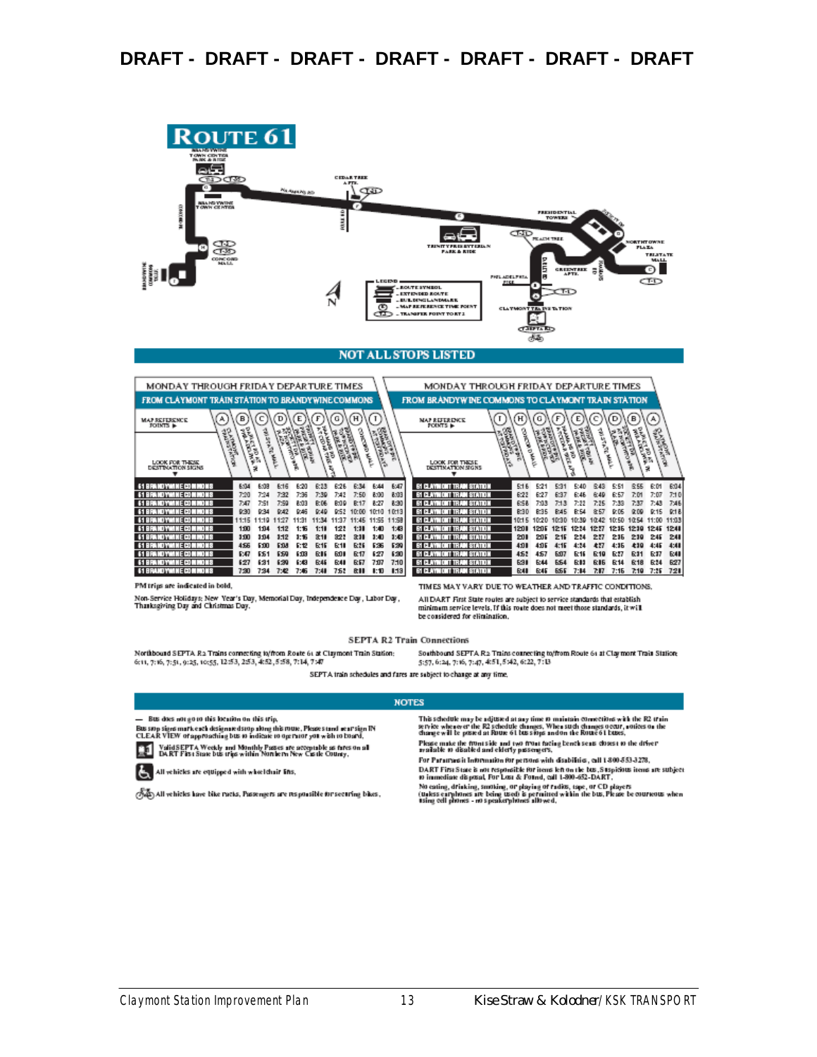DRAFT - DRAFT - DRAFT - DRAFT - DRAFT - DRAFT - DRAFT

# ROUTE 61

NOT ALL STOPS LISTED

## MONDAY THROUGH FRIDAY DEPARTURE TIMES

### FROM CLAYMONT TRAIN STATION TO BRANDYWINE COMMONS

| LOOK FOR THESE DESTINATION SIGNS | A Claymont Train Station | B Darley Rd at Philadelphia Pk | C Tri-State Mall | D Northtowne Plaza | E Presidential Towers | F Trinity Presbyterian Park & Ride | G Naamans Rd at Cedar Tree Apts | H Concord Mall | I Brandywine Commons |
|---|---|---|---|---|---|---|---|---|---|
| 61 BRANDYWINE COMMONS | 6:04 | 6:08 | 6:16 | 6:20 | 6:23 | 6:26 | 6:34 | 6:44 | 6:47 |
| 61 BRANDYWINE COMMONS | 7:20 | 7:24 | 7:32 | 7:36 | 7:39 | 7:42 | 7:50 | 8:00 | 8:03 |
| 61 BRANDYWINE COMMONS | 7:47 | 7:51 | 7:59 | 8:03 | 8:06 | 8:09 | 8:17 | 8:27 | 8:30 |
| 61 BRANDYWINE COMMONS | 9:30 | 9:34 | 9:42 | 9:46 | 9:49 | 9:52 | 10:00 | 10:10 | 10:13 |
| 61 BRANDYWINE COMMONS | 11:15 | 11:19 | 11:27 | 11:31 | 11:34 | 11:37 | 11:45 | 11:55 | 11:58 |
| 61 BRANDYWINE COMMONS | **1:00** | **1:04** | **1:12** | **1:16** | **1:19** | **1:22** | **1:30** | **1:40** | **1:43** |
| 61 BRANDYWINE COMMONS | **3:00** | **3:04** | **3:12** | **3:16** | **3:19** | **3:22** | **3:30** | **3:40** | **3:43** |
| 61 BRANDYWINE COMMONS | **4:56** | **5:00** | **5:08** | **5:12** | **5:15** | **5:18** | **5:26** | **5:36** | **5:39** |
| 61 BRANDYWINE COMMONS | **5:47** | **5:51** | **5:59** | **6:03** | **6:06** | **6:09** | **6:17** | **6:27** | **6:30** |
| 61 BRANDYWINE COMMONS | **6:27** | **6:31** | **6:39** | **6:43** | **6:46** | **6:49** | **6:57** | **7:07** | **7:10** |
| 61 BRANDYWINE COMMONS | **7:30** | **7:34** | **7:42** | **7:46** | **7:49** | **7:52** | **8:00** | **8:10** | **8:13** |

### FROM BRANDYWINE COMMONS TO CLAYMONT TRAIN STATION

| LOOK FOR THESE DESTINATION SIGNS | I Brandywine Commons | H Concord Mall | G Naamans Rd at Cedar Tree Apts | F Trinity Presbyterian Park & Ride | E Presidential Towers | D Northtowne Plaza | C Tri-State Mall | B Darley Rd at Philadelphia Pk | A Claymont Train Station |
|---|---|---|---|---|---|---|---|---|---|
| 61 CLAYMONT TRAIN STATION | 5:16 | 5:21 | 5:31 | 5:40 | 5:43 | 5:51 | 5:55 | 6:01 | 6:04 |
| 61 CLAYMONT TRAIN STATION | 6:22 | 6:27 | 6:37 | 6:46 | 6:49 | 6:57 | 7:01 | 7:07 | 7:10 |
| 61 CLAYMONT TRAIN STATION | 6:58 | 7:03 | 7:13 | 7:22 | 7:25 | 7:33 | 7:37 | 7:43 | 7:46 |
| 61 CLAYMONT TRAIN STATION | 8:30 | 8:35 | 8:45 | 8:54 | 8:57 | 9:05 | 9:09 | 9:15 | 9:18 |
| 61 CLAYMONT TRAIN STATION | 10:15 | 10:20 | 10:30 | 10:39 | 10:42 | 10:50 | 10:54 | 11:00 | 11:03 |
| 61 CLAYMONT TRAIN STATION | **12:00** | **12:05** | **12:15** | **12:24** | **12:27** | **12:35** | **12:39** | **12:45** | **12:48** |
| 61 CLAYMONT TRAIN STATION | **2:00** | **2:05** | **2:15** | **2:24** | **2:27** | **2:35** | **2:39** | **2:45** | **2:48** |
| 61 CLAYMONT TRAIN STATION | **4:00** | **4:05** | **4:15** | **4:24** | **4:27** | **4:35** | **4:39** | **4:45** | **4:48** |
| 61 CLAYMONT TRAIN STATION | **4:52** | **4:57** | **5:07** | **5:16** | **5:19** | **5:27** | **5:31** | **5:37** | **5:40** |
| 61 CLAYMONT TRAIN STATION | **5:39** | **5:44** | **5:54** | **6:03** | **6:06** | **6:14** | **6:18** | **6:24** | **6:27** |
| 61 CLAYMONT TRAIN STATION | **6:40** | **6:45** | **6:55** | **7:04** | **7:07** | **7:15** | **7:19** | **7:25** | **7:28** |

PM trips are indicated in bold.

Non-Service Holidays: New Year's Day, Memorial Day, Independence Day, Labor Day, Thanksgiving Day and Christmas Day.

TIMES MAY VARY DUE TO WEATHER AND TRAFFIC CONDITIONS.

All DART First State routes are subject to service standards that establish minimum service levels. If this route does not meet those standards, it will be considered for elimination.

## SEPTA R2 Train Connections

Northbound SEPTA R2 Trains connecting to/from Route 61 at Claymont Train Station: 6:11, 7:16, 7:51, 9:25, 10:55, 12:53, 2:53, 4:52, 5:58, 7:14, 7:47

Southbound SEPTA R2 Trains connecting to/from Route 61 at Claymont Train Station: 5:57, 6:24, 7:16, 7:47, 4:51, 5:42, 6:22, 7:13

SEPTA train schedules and fares are subject to change at any time.

## NOTES

— Bus does not go to this location on this trip.

Bus stop signs mark each designated stop along this route. Please stand near sign IN CLEAR VIEW of approaching bus to indicate to operator you wish to board.

Valid SEPTA Weekly and Monthly Passes are acceptable as fares on all DART First State bus trips within Northern New Castle County.

All vehicles are equipped with wheelchair lifts.

All vehicles have bike racks. Passengers are responsible for securing bikes.

This schedule may be adjusted at any time to maintain connections with the R2 train service whenever the R2 schedule changes. When such changes occur, notices of the change will be posted at Route 61 bus stops and on the Route 61 buses.

Please make the front side and two front facing bench seats closest to the driver available to disabled and elderly passengers.

For Paratransit Information for persons with disabilities, call 1-800-553-3278.

DART First State is not responsible for items left on the bus. Suspicious items are subject to immediate disposal. For Lost & Found, call 1-800-652-DART.

No eating, drinking, smoking, or playing of radios, tape, or CD players (unless earphones are being used) is permitted within the bus. Please be courteous when using cell phones - no speakerphones allowed.

Claymont Station Improvement Plan — Kise Straw & Kolodner/KSK TRANSPORT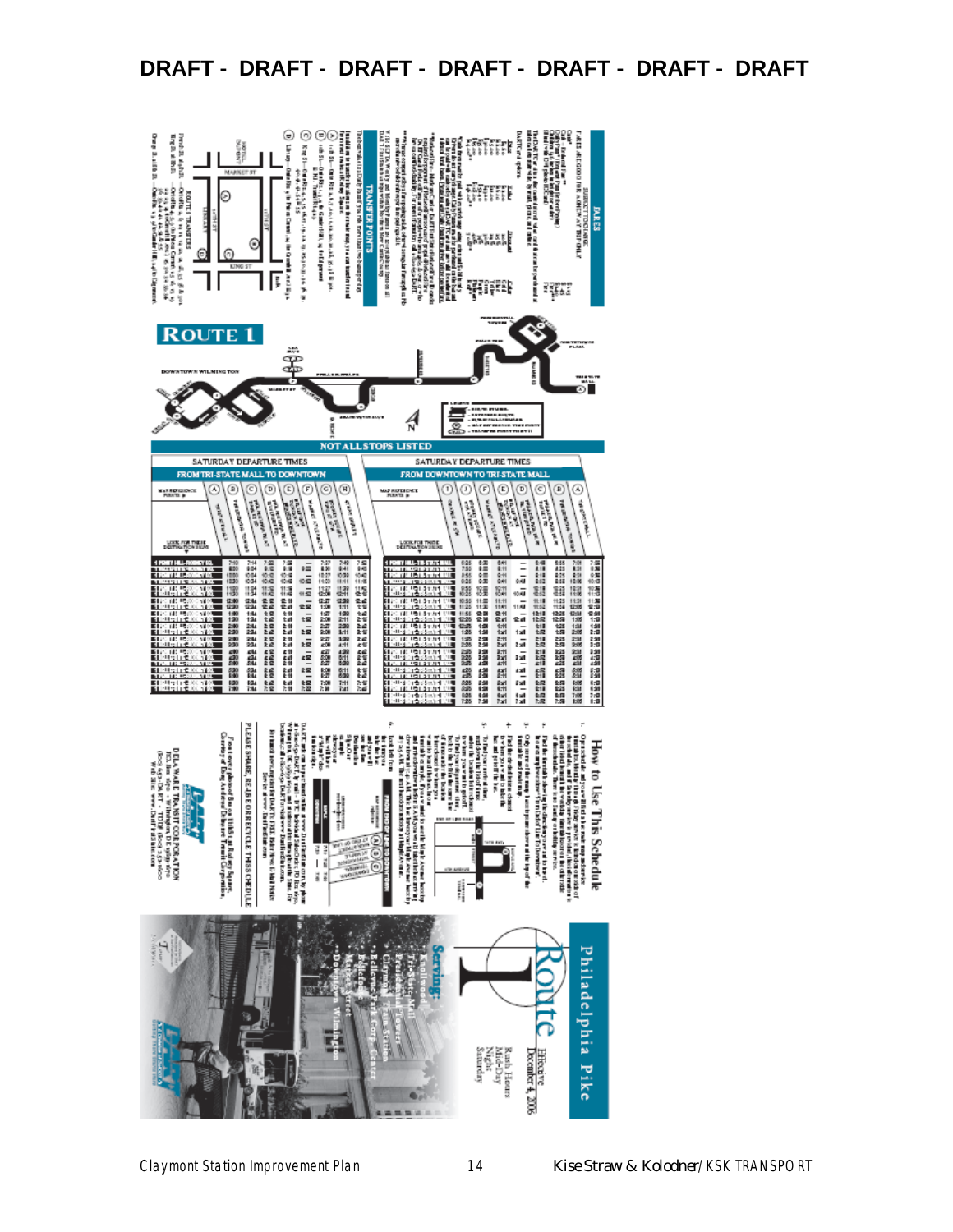# Route 1

# Philadelphia Pike

Effective December 4, 2006

Rush Hours
Mid-Day
Night
Saturday

**Serving:**

- Knollwood
- Tri-State Mall
- Presidential Towers
- Claymont Train Station
- Bellevue Park Corp. Center
- Edgemoor
- Market Street
- Downtown Wilmington

## FARES

## TRANSFER POINTS

**NOT ALL STOPS LISTED**

## SATURDAY DEPARTURE TIMES

### FROM TRI-STATE MALL TO DOWNTOWN

### FROM DOWNTOWN TO TRI-STATE MALL

## How to Use This Schedule

PLEASE SHARE, RE-USE OR RECYCLE THIS SCHEDULE

DELAWARE TRANSIT CORPORATION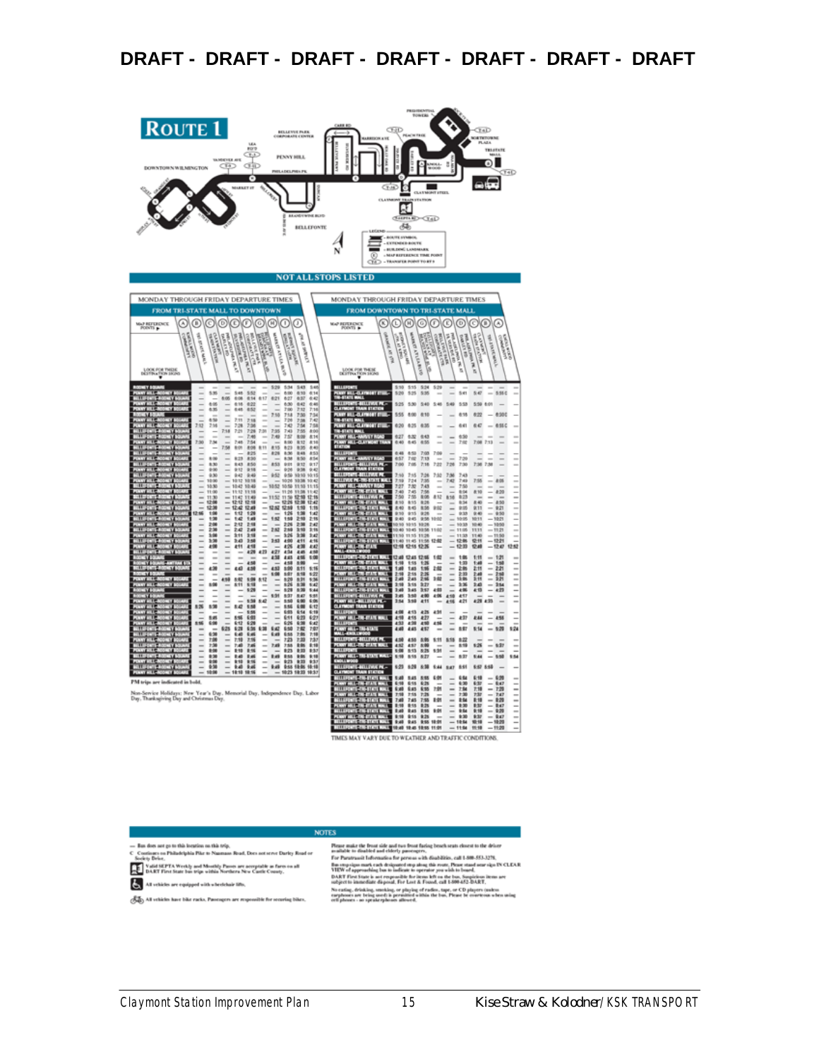DRAFT - DRAFT - DRAFT - DRAFT - DRAFT - DRAFT - DRAFT

ROUTE 1

NOT ALL STOPS LISTED

MONDAY THROUGH FRIDAY DEPARTURE TIMES FROM TRI-STATE MALL TO DOWNTOWN

MONDAY THROUGH FRIDAY DEPARTURE TIMES FROM DOWNTOWN TO TRI-STATE MALL

PM trips are indicated in bold.

Non-Service Holidays: New Year's Day, Memorial Day, Independence Day, Labor Day, Thanksgiving Day and Christmas Day.

TIMES MAY VARY DUE TO WEATHER AND TRAFFIC CONDITIONS.

NOTES

— Bus does not go to this location on this trip.

C Continues on Philadelphia Pike to Naamans Road. Does not serve Darley Road or Society Drive.

Valid SEPTA Weekly and Monthly Passes are acceptable as Fares on all DART First State bus trips within Northern New Castle County.

All vehicles are equipped with wheelchair lifts.

All vehicles have bike racks. Passengers are responsible for securing bikes.

Please make the front side and two front facing bench seats closest to the driver available to disabled and elderly passengers.

For Paratransit Information for persons with disabilities, call 1-800-553-3278.

Bus stop signs mark each designated stop along this route. Please stand near sign IN CLEAR VIEW of approaching bus to indicate to operator you wish to board.

DART First State is not responsible for items left on the bus. Suspicious items are subject to immediate disposal. For Lost & Found, call 1-800-652-DART.

No eating, drinking, smoking, or playing of radios, tape, or CD players (unless earphones are being used) is permitted within the bus. Please be courteous when using cell phones - no speakerphones allowed.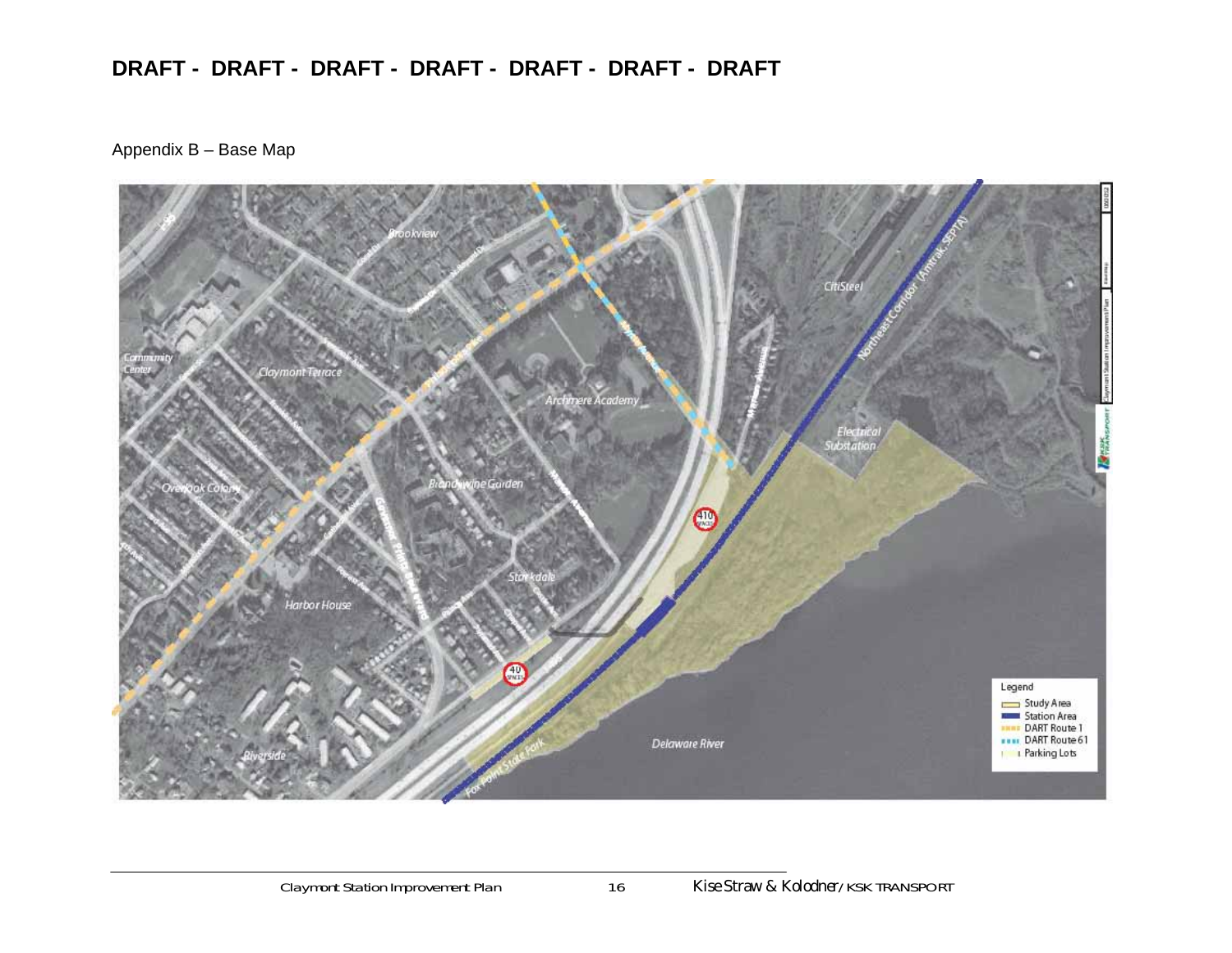Appendix B – Base Map

Brookview
Community Center
Claymont Terrace
Overlook Colony
Harbor House
Riverside
Archmere Academy
Brandywine Garden
Stockdale
CitiSteel
Northeast Corridor (Amtrak, SEPTA)
Electrical Substation
Delaware River
Fox Point State Park
410 SPACES
40 SPACES

Legend
Study Area
Station Area
DART Route 1
DART Route 61
Parking Lots